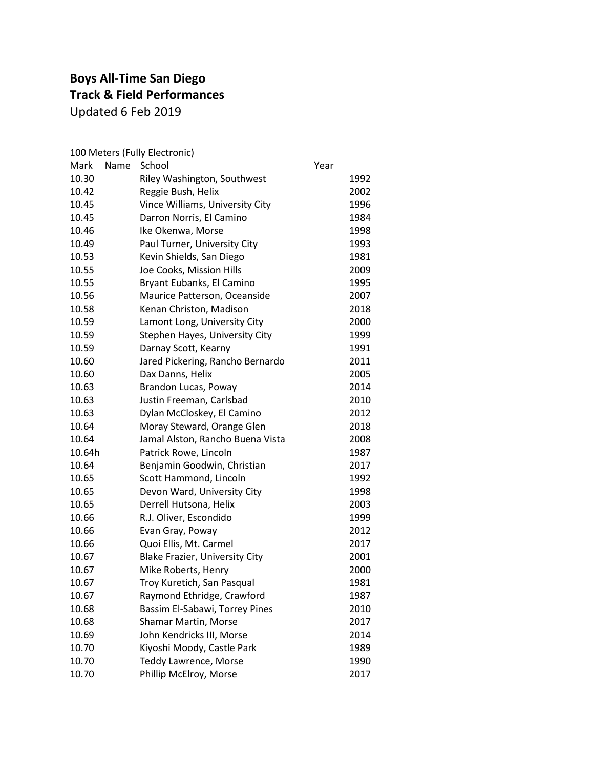**Boys All-Time San Diego**
**Track & Field Performances**
Updated 6 Feb 2019

100 Meters (Fully Electronic)

| Mark | Name School | Year |
|---|---|---|
| 10.30 | Riley Washington, Southwest | 1992 |
| 10.42 | Reggie Bush, Helix | 2002 |
| 10.45 | Vince Williams, University City | 1996 |
| 10.45 | Darron Norris, El Camino | 1984 |
| 10.46 | Ike Okenwa, Morse | 1998 |
| 10.49 | Paul Turner, University City | 1993 |
| 10.53 | Kevin Shields, San Diego | 1981 |
| 10.55 | Joe Cooks, Mission Hills | 2009 |
| 10.55 | Bryant Eubanks, El Camino | 1995 |
| 10.56 | Maurice Patterson, Oceanside | 2007 |
| 10.58 | Kenan Christon, Madison | 2018 |
| 10.59 | Lamont Long, University City | 2000 |
| 10.59 | Stephen Hayes, University City | 1999 |
| 10.59 | Darnay Scott, Kearny | 1991 |
| 10.60 | Jared Pickering, Rancho Bernardo | 2011 |
| 10.60 | Dax Danns, Helix | 2005 |
| 10.63 | Brandon Lucas, Poway | 2014 |
| 10.63 | Justin Freeman, Carlsbad | 2010 |
| 10.63 | Dylan McCloskey, El Camino | 2012 |
| 10.64 | Moray Steward, Orange Glen | 2018 |
| 10.64 | Jamal Alston, Rancho Buena Vista | 2008 |
| 10.64h | Patrick Rowe, Lincoln | 1987 |
| 10.64 | Benjamin Goodwin, Christian | 2017 |
| 10.65 | Scott Hammond, Lincoln | 1992 |
| 10.65 | Devon Ward, University City | 1998 |
| 10.65 | Derrell Hutsona, Helix | 2003 |
| 10.66 | R.J. Oliver, Escondido | 1999 |
| 10.66 | Evan Gray, Poway | 2012 |
| 10.66 | Quoi Ellis, Mt. Carmel | 2017 |
| 10.67 | Blake Frazier, University City | 2001 |
| 10.67 | Mike Roberts, Henry | 2000 |
| 10.67 | Troy Kuretich, San Pasqual | 1981 |
| 10.67 | Raymond Ethridge, Crawford | 1987 |
| 10.68 | Bassim El-Sabawi, Torrey Pines | 2010 |
| 10.68 | Shamar Martin, Morse | 2017 |
| 10.69 | John Kendricks III, Morse | 2014 |
| 10.70 | Kiyoshi Moody, Castle Park | 1989 |
| 10.70 | Teddy Lawrence, Morse | 1990 |
| 10.70 | Phillip McElroy, Morse | 2017 |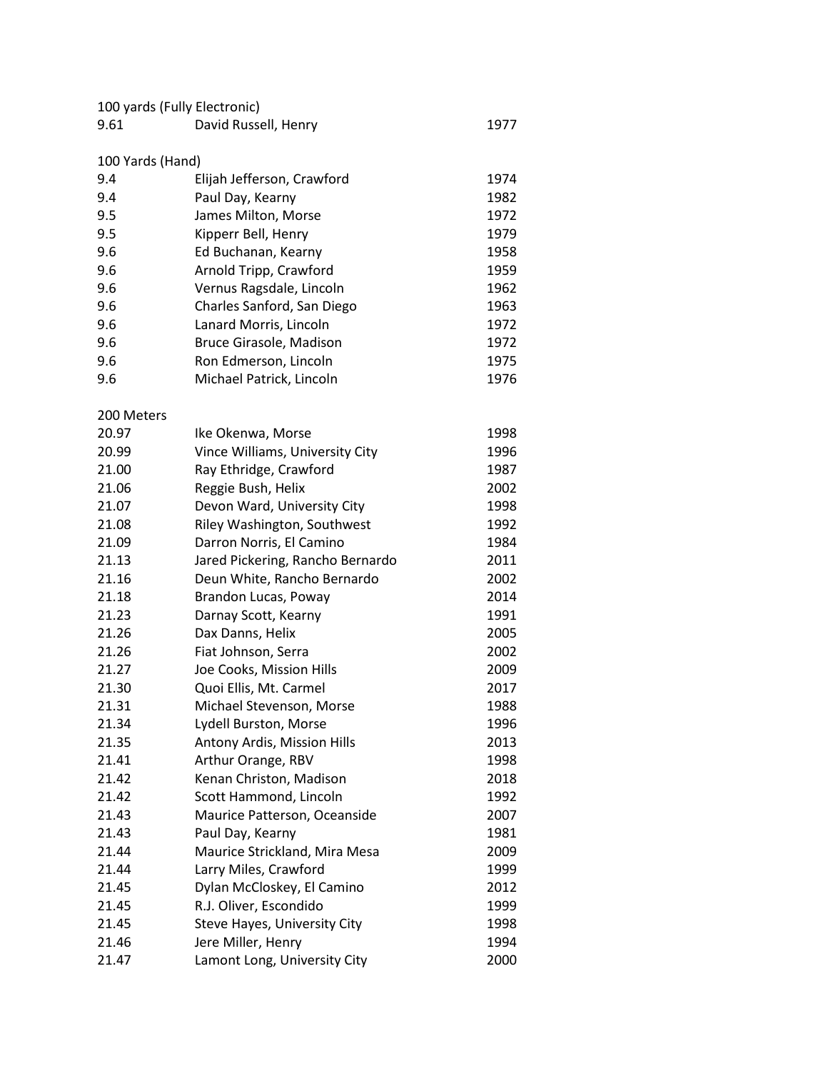## 100 yards (Fully Electronic)

| | | |
|---|---|---|
| 9.61 | David Russell, Henry | 1977 |

## 100 Yards (Hand)

| | | |
|---|---|---|
| 9.4 | Elijah Jefferson, Crawford | 1974 |
| 9.4 | Paul Day, Kearny | 1982 |
| 9.5 | James Milton, Morse | 1972 |
| 9.5 | Kipperr Bell, Henry | 1979 |
| 9.6 | Ed Buchanan, Kearny | 1958 |
| 9.6 | Arnold Tripp, Crawford | 1959 |
| 9.6 | Vernus Ragsdale, Lincoln | 1962 |
| 9.6 | Charles Sanford, San Diego | 1963 |
| 9.6 | Lanard Morris, Lincoln | 1972 |
| 9.6 | Bruce Girasole, Madison | 1972 |
| 9.6 | Ron Edmerson, Lincoln | 1975 |
| 9.6 | Michael Patrick, Lincoln | 1976 |

## 200 Meters

| | | |
|---|---|---|
| 20.97 | Ike Okenwa, Morse | 1998 |
| 20.99 | Vince Williams, University City | 1996 |
| 21.00 | Ray Ethridge, Crawford | 1987 |
| 21.06 | Reggie Bush, Helix | 2002 |
| 21.07 | Devon Ward, University City | 1998 |
| 21.08 | Riley Washington, Southwest | 1992 |
| 21.09 | Darron Norris, El Camino | 1984 |
| 21.13 | Jared Pickering, Rancho Bernardo | 2011 |
| 21.16 | Deun White, Rancho Bernardo | 2002 |
| 21.18 | Brandon Lucas, Poway | 2014 |
| 21.23 | Darnay Scott, Kearny | 1991 |
| 21.26 | Dax Danns, Helix | 2005 |
| 21.26 | Fiat Johnson, Serra | 2002 |
| 21.27 | Joe Cooks, Mission Hills | 2009 |
| 21.30 | Quoi Ellis, Mt. Carmel | 2017 |
| 21.31 | Michael Stevenson, Morse | 1988 |
| 21.34 | Lydell Burston, Morse | 1996 |
| 21.35 | Antony Ardis, Mission Hills | 2013 |
| 21.41 | Arthur Orange, RBV | 1998 |
| 21.42 | Kenan Christon, Madison | 2018 |
| 21.42 | Scott Hammond, Lincoln | 1992 |
| 21.43 | Maurice Patterson, Oceanside | 2007 |
| 21.43 | Paul Day, Kearny | 1981 |
| 21.44 | Maurice Strickland, Mira Mesa | 2009 |
| 21.44 | Larry Miles, Crawford | 1999 |
| 21.45 | Dylan McCloskey, El Camino | 2012 |
| 21.45 | R.J. Oliver, Escondido | 1999 |
| 21.45 | Steve Hayes, University City | 1998 |
| 21.46 | Jere Miller, Henry | 1994 |
| 21.47 | Lamont Long, University City | 2000 |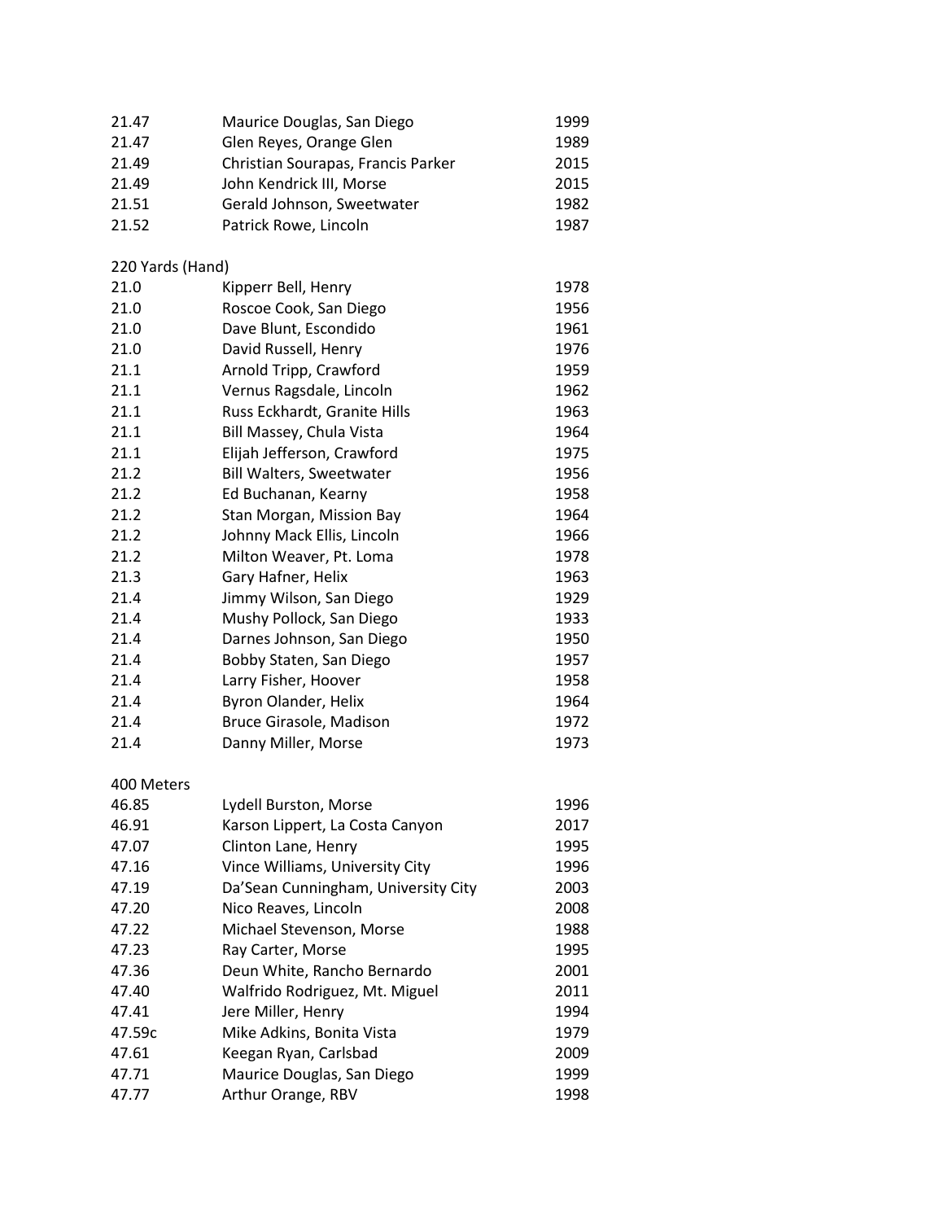| | | |
|---|---|---|
| 21.47 | Maurice Douglas, San Diego | 1999 |
| 21.47 | Glen Reyes, Orange Glen | 1989 |
| 21.49 | Christian Sourapas, Francis Parker | 2015 |
| 21.49 | John Kendrick III, Morse | 2015 |
| 21.51 | Gerald Johnson, Sweetwater | 1982 |
| 21.52 | Patrick Rowe, Lincoln | 1987 |

220 Yards (Hand)

| | | |
|---|---|---|
| 21.0 | Kipperr Bell, Henry | 1978 |
| 21.0 | Roscoe Cook, San Diego | 1956 |
| 21.0 | Dave Blunt, Escondido | 1961 |
| 21.0 | David Russell, Henry | 1976 |
| 21.1 | Arnold Tripp, Crawford | 1959 |
| 21.1 | Vernus Ragsdale, Lincoln | 1962 |
| 21.1 | Russ Eckhardt, Granite Hills | 1963 |
| 21.1 | Bill Massey, Chula Vista | 1964 |
| 21.1 | Elijah Jefferson, Crawford | 1975 |
| 21.2 | Bill Walters, Sweetwater | 1956 |
| 21.2 | Ed Buchanan, Kearny | 1958 |
| 21.2 | Stan Morgan, Mission Bay | 1964 |
| 21.2 | Johnny Mack Ellis, Lincoln | 1966 |
| 21.2 | Milton Weaver, Pt. Loma | 1978 |
| 21.3 | Gary Hafner, Helix | 1963 |
| 21.4 | Jimmy Wilson, San Diego | 1929 |
| 21.4 | Mushy Pollock, San Diego | 1933 |
| 21.4 | Darnes Johnson, San Diego | 1950 |
| 21.4 | Bobby Staten, San Diego | 1957 |
| 21.4 | Larry Fisher, Hoover | 1958 |
| 21.4 | Byron Olander, Helix | 1964 |
| 21.4 | Bruce Girasole, Madison | 1972 |
| 21.4 | Danny Miller, Morse | 1973 |

400 Meters

| | | |
|---|---|---|
| 46.85 | Lydell Burston, Morse | 1996 |
| 46.91 | Karson Lippert, La Costa Canyon | 2017 |
| 47.07 | Clinton Lane, Henry | 1995 |
| 47.16 | Vince Williams, University City | 1996 |
| 47.19 | Da'Sean Cunningham, University City | 2003 |
| 47.20 | Nico Reaves, Lincoln | 2008 |
| 47.22 | Michael Stevenson, Morse | 1988 |
| 47.23 | Ray Carter, Morse | 1995 |
| 47.36 | Deun White, Rancho Bernardo | 2001 |
| 47.40 | Walfrido Rodriguez, Mt. Miguel | 2011 |
| 47.41 | Jere Miller, Henry | 1994 |
| 47.59c | Mike Adkins, Bonita Vista | 1979 |
| 47.61 | Keegan Ryan, Carlsbad | 2009 |
| 47.71 | Maurice Douglas, San Diego | 1999 |
| 47.77 | Arthur Orange, RBV | 1998 |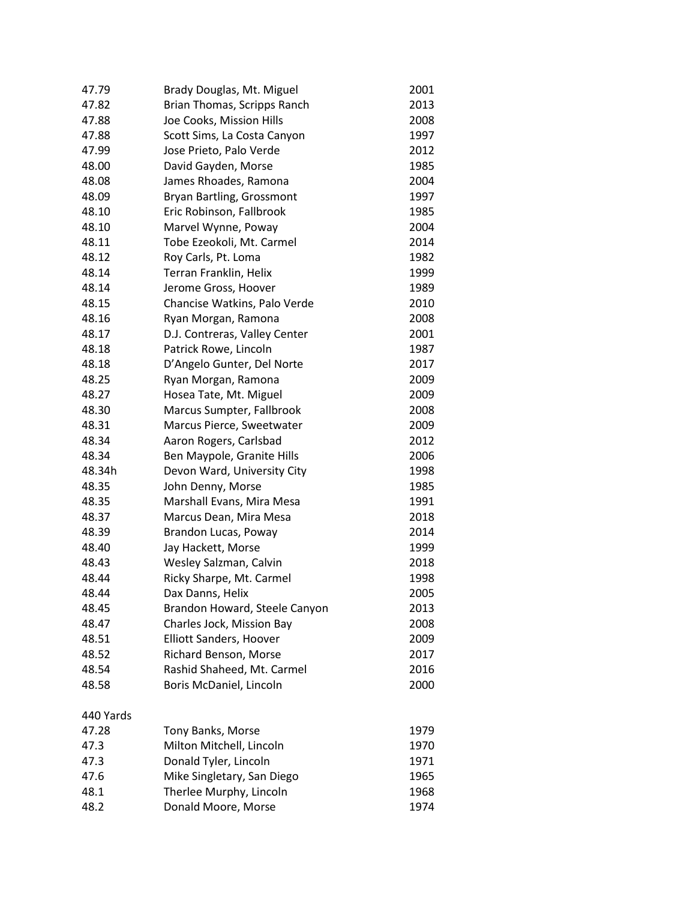| | | |
|---|---|---|
| 47.79 | Brady Douglas, Mt. Miguel | 2001 |
| 47.82 | Brian Thomas, Scripps Ranch | 2013 |
| 47.88 | Joe Cooks, Mission Hills | 2008 |
| 47.88 | Scott Sims, La Costa Canyon | 1997 |
| 47.99 | Jose Prieto, Palo Verde | 2012 |
| 48.00 | David Gayden, Morse | 1985 |
| 48.08 | James Rhoades, Ramona | 2004 |
| 48.09 | Bryan Bartling, Grossmont | 1997 |
| 48.10 | Eric Robinson, Fallbrook | 1985 |
| 48.10 | Marvel Wynne, Poway | 2004 |
| 48.11 | Tobe Ezeokoli, Mt. Carmel | 2014 |
| 48.12 | Roy Carls, Pt. Loma | 1982 |
| 48.14 | Terran Franklin, Helix | 1999 |
| 48.14 | Jerome Gross, Hoover | 1989 |
| 48.15 | Chancise Watkins, Palo Verde | 2010 |
| 48.16 | Ryan Morgan, Ramona | 2008 |
| 48.17 | D.J. Contreras, Valley Center | 2001 |
| 48.18 | Patrick Rowe, Lincoln | 1987 |
| 48.18 | D'Angelo Gunter, Del Norte | 2017 |
| 48.25 | Ryan Morgan, Ramona | 2009 |
| 48.27 | Hosea Tate, Mt. Miguel | 2009 |
| 48.30 | Marcus Sumpter, Fallbrook | 2008 |
| 48.31 | Marcus Pierce, Sweetwater | 2009 |
| 48.34 | Aaron Rogers, Carlsbad | 2012 |
| 48.34 | Ben Maypole, Granite Hills | 2006 |
| 48.34h | Devon Ward, University City | 1998 |
| 48.35 | John Denny, Morse | 1985 |
| 48.35 | Marshall Evans, Mira Mesa | 1991 |
| 48.37 | Marcus Dean, Mira Mesa | 2018 |
| 48.39 | Brandon Lucas, Poway | 2014 |
| 48.40 | Jay Hackett, Morse | 1999 |
| 48.43 | Wesley Salzman, Calvin | 2018 |
| 48.44 | Ricky Sharpe, Mt. Carmel | 1998 |
| 48.44 | Dax Danns, Helix | 2005 |
| 48.45 | Brandon Howard, Steele Canyon | 2013 |
| 48.47 | Charles Jock, Mission Bay | 2008 |
| 48.51 | Elliott Sanders, Hoover | 2009 |
| 48.52 | Richard Benson, Morse | 2017 |
| 48.54 | Rashid Shaheed, Mt. Carmel | 2016 |
| 48.58 | Boris McDaniel, Lincoln | 2000 |

440 Yards

| | | |
|---|---|---|
| 47.28 | Tony Banks, Morse | 1979 |
| 47.3 | Milton Mitchell, Lincoln | 1970 |
| 47.3 | Donald Tyler, Lincoln | 1971 |
| 47.6 | Mike Singletary, San Diego | 1965 |
| 48.1 | Therlee Murphy, Lincoln | 1968 |
| 48.2 | Donald Moore, Morse | 1974 |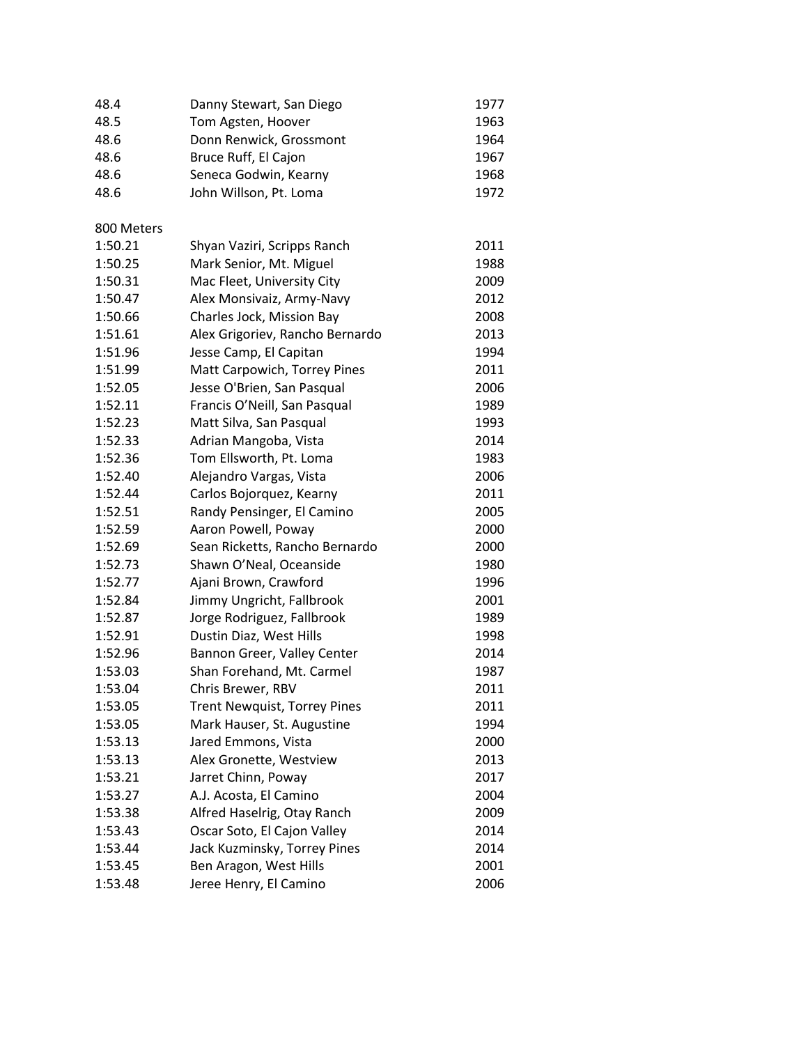| | | |
|---|---|---|
| 48.4 | Danny Stewart, San Diego | 1977 |
| 48.5 | Tom Agsten, Hoover | 1963 |
| 48.6 | Donn Renwick, Grossmont | 1964 |
| 48.6 | Bruce Ruff, El Cajon | 1967 |
| 48.6 | Seneca Godwin, Kearny | 1968 |
| 48.6 | John Willson, Pt. Loma | 1972 |

## 800 Meters

| | | |
|---|---|---|
| 1:50.21 | Shyan Vaziri, Scripps Ranch | 2011 |
| 1:50.25 | Mark Senior, Mt. Miguel | 1988 |
| 1:50.31 | Mac Fleet, University City | 2009 |
| 1:50.47 | Alex Monsivaiz, Army-Navy | 2012 |
| 1:50.66 | Charles Jock, Mission Bay | 2008 |
| 1:51.61 | Alex Grigoriev, Rancho Bernardo | 2013 |
| 1:51.96 | Jesse Camp, El Capitan | 1994 |
| 1:51.99 | Matt Carpowich, Torrey Pines | 2011 |
| 1:52.05 | Jesse O'Brien, San Pasqual | 2006 |
| 1:52.11 | Francis O'Neill, San Pasqual | 1989 |
| 1:52.23 | Matt Silva, San Pasqual | 1993 |
| 1:52.33 | Adrian Mangoba, Vista | 2014 |
| 1:52.36 | Tom Ellsworth, Pt. Loma | 1983 |
| 1:52.40 | Alejandro Vargas, Vista | 2006 |
| 1:52.44 | Carlos Bojorquez, Kearny | 2011 |
| 1:52.51 | Randy Pensinger, El Camino | 2005 |
| 1:52.59 | Aaron Powell, Poway | 2000 |
| 1:52.69 | Sean Ricketts, Rancho Bernardo | 2000 |
| 1:52.73 | Shawn O'Neal, Oceanside | 1980 |
| 1:52.77 | Ajani Brown, Crawford | 1996 |
| 1:52.84 | Jimmy Ungricht, Fallbrook | 2001 |
| 1:52.87 | Jorge Rodriguez, Fallbrook | 1989 |
| 1:52.91 | Dustin Diaz, West Hills | 1998 |
| 1:52.96 | Bannon Greer, Valley Center | 2014 |
| 1:53.03 | Shan Forehand, Mt. Carmel | 1987 |
| 1:53.04 | Chris Brewer, RBV | 2011 |
| 1:53.05 | Trent Newquist, Torrey Pines | 2011 |
| 1:53.05 | Mark Hauser, St. Augustine | 1994 |
| 1:53.13 | Jared Emmons, Vista | 2000 |
| 1:53.13 | Alex Gronette, Westview | 2013 |
| 1:53.21 | Jarret Chinn, Poway | 2017 |
| 1:53.27 | A.J. Acosta, El Camino | 2004 |
| 1:53.38 | Alfred Haselrig, Otay Ranch | 2009 |
| 1:53.43 | Oscar Soto, El Cajon Valley | 2014 |
| 1:53.44 | Jack Kuzminsky, Torrey Pines | 2014 |
| 1:53.45 | Ben Aragon, West Hills | 2001 |
| 1:53.48 | Jeree Henry, El Camino | 2006 |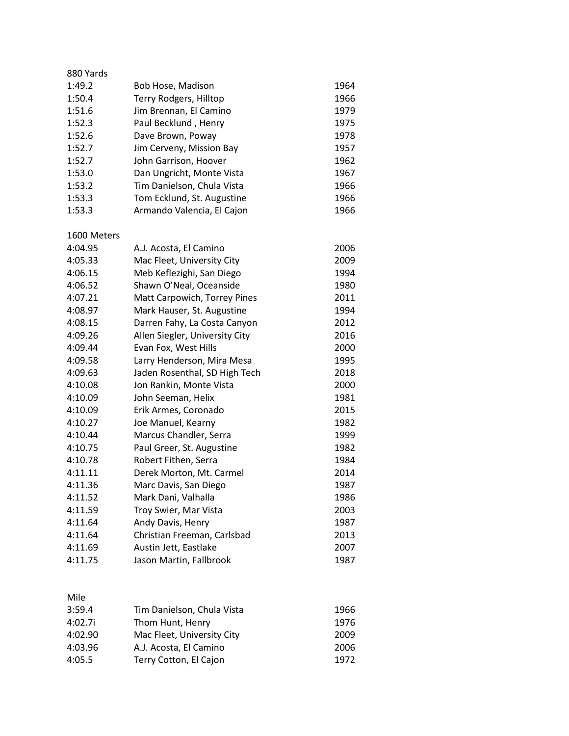## 880 Yards

| | | |
|---|---|---|
| 1:49.2 | Bob Hose, Madison | 1964 |
| 1:50.4 | Terry Rodgers, Hilltop | 1966 |
| 1:51.6 | Jim Brennan, El Camino | 1979 |
| 1:52.3 | Paul Becklund , Henry | 1975 |
| 1:52.6 | Dave Brown, Poway | 1978 |
| 1:52.7 | Jim Cerveny, Mission Bay | 1957 |
| 1:52.7 | John Garrison, Hoover | 1962 |
| 1:53.0 | Dan Ungricht, Monte Vista | 1967 |
| 1:53.2 | Tim Danielson, Chula Vista | 1966 |
| 1:53.3 | Tom Ecklund, St. Augustine | 1966 |
| 1:53.3 | Armando Valencia, El Cajon | 1966 |

## 1600 Meters

| | | |
|---|---|---|
| 4:04.95 | A.J. Acosta, El Camino | 2006 |
| 4:05.33 | Mac Fleet, University City | 2009 |
| 4:06.15 | Meb Keflezighi, San Diego | 1994 |
| 4:06.52 | Shawn O'Neal, Oceanside | 1980 |
| 4:07.21 | Matt Carpowich, Torrey Pines | 2011 |
| 4:08.97 | Mark Hauser, St. Augustine | 1994 |
| 4:08.15 | Darren Fahy, La Costa Canyon | 2012 |
| 4:09.26 | Allen Siegler, University City | 2016 |
| 4:09.44 | Evan Fox, West Hills | 2000 |
| 4:09.58 | Larry Henderson, Mira Mesa | 1995 |
| 4:09.63 | Jaden Rosenthal, SD High Tech | 2018 |
| 4:10.08 | Jon Rankin, Monte Vista | 2000 |
| 4:10.09 | John Seeman, Helix | 1981 |
| 4:10.09 | Erik Armes, Coronado | 2015 |
| 4:10.27 | Joe Manuel, Kearny | 1982 |
| 4:10.44 | Marcus Chandler, Serra | 1999 |
| 4:10.75 | Paul Greer, St. Augustine | 1982 |
| 4:10.78 | Robert Fithen, Serra | 1984 |
| 4:11.11 | Derek Morton, Mt. Carmel | 2014 |
| 4:11.36 | Marc Davis, San Diego | 1987 |
| 4:11.52 | Mark Dani, Valhalla | 1986 |
| 4:11.59 | Troy Swier, Mar Vista | 2003 |
| 4:11.64 | Andy Davis, Henry | 1987 |
| 4:11.64 | Christian Freeman, Carlsbad | 2013 |
| 4:11.69 | Austin Jett, Eastlake | 2007 |
| 4:11.75 | Jason Martin, Fallbrook | 1987 |

## Mile

| | | |
|---|---|---|
| 3:59.4 | Tim Danielson, Chula Vista | 1966 |
| 4:02.7i | Thom Hunt, Henry | 1976 |
| 4:02.90 | Mac Fleet, University City | 2009 |
| 4:03.96 | A.J. Acosta, El Camino | 2006 |
| 4:05.5 | Terry Cotton, El Cajon | 1972 |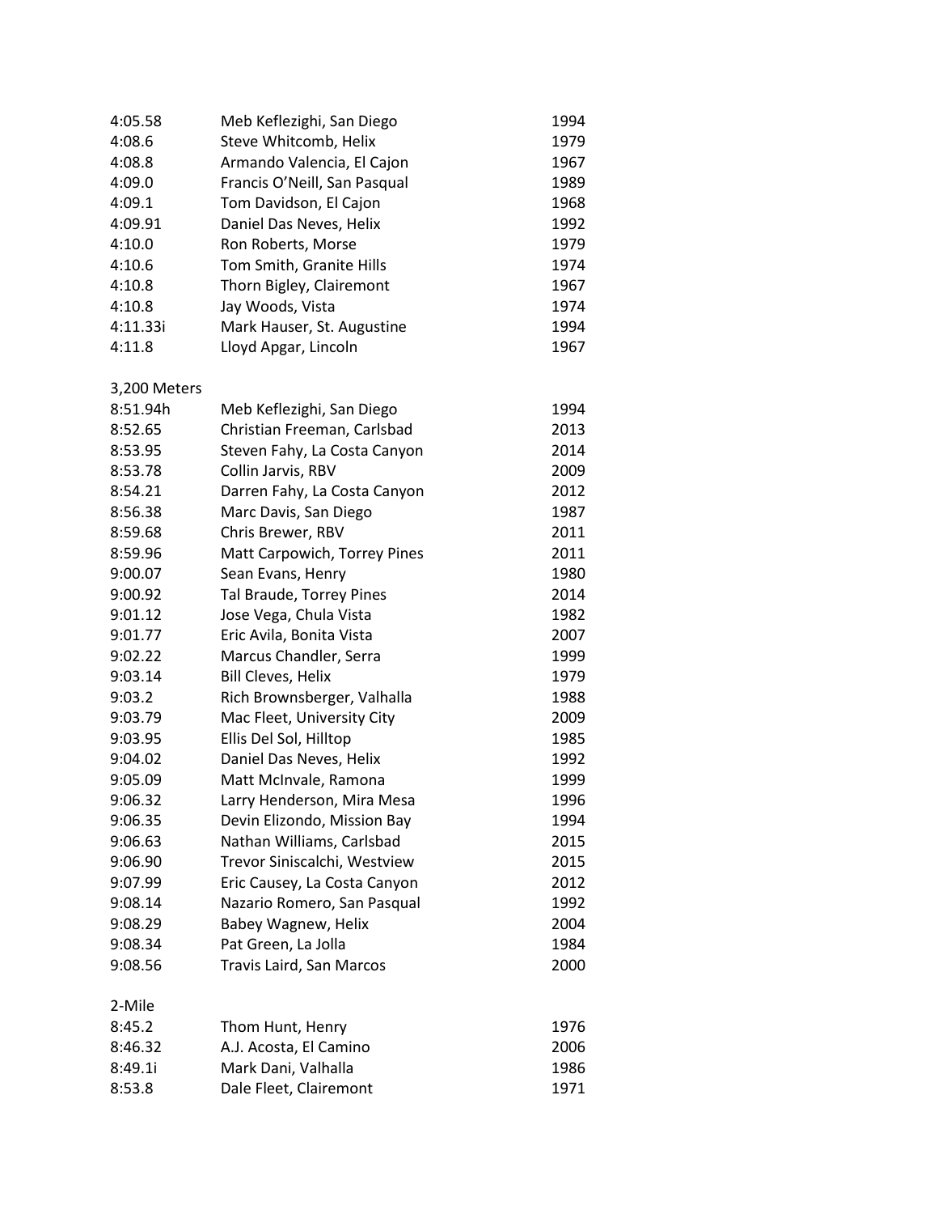| | | |
|---|---|---|
| 4:05.58 | Meb Keflezighi, San Diego | 1994 |
| 4:08.6 | Steve Whitcomb, Helix | 1979 |
| 4:08.8 | Armando Valencia, El Cajon | 1967 |
| 4:09.0 | Francis O'Neill, San Pasqual | 1989 |
| 4:09.1 | Tom Davidson, El Cajon | 1968 |
| 4:09.91 | Daniel Das Neves, Helix | 1992 |
| 4:10.0 | Ron Roberts, Morse | 1979 |
| 4:10.6 | Tom Smith, Granite Hills | 1974 |
| 4:10.8 | Thorn Bigley, Clairemont | 1967 |
| 4:10.8 | Jay Woods, Vista | 1974 |
| 4:11.33i | Mark Hauser, St. Augustine | 1994 |
| 4:11.8 | Lloyd Apgar, Lincoln | 1967 |

3,200 Meters

| | | |
|---|---|---|
| 8:51.94h | Meb Keflezighi, San Diego | 1994 |
| 8:52.65 | Christian Freeman, Carlsbad | 2013 |
| 8:53.95 | Steven Fahy, La Costa Canyon | 2014 |
| 8:53.78 | Collin Jarvis, RBV | 2009 |
| 8:54.21 | Darren Fahy, La Costa Canyon | 2012 |
| 8:56.38 | Marc Davis, San Diego | 1987 |
| 8:59.68 | Chris Brewer, RBV | 2011 |
| 8:59.96 | Matt Carpowich, Torrey Pines | 2011 |
| 9:00.07 | Sean Evans, Henry | 1980 |
| 9:00.92 | Tal Braude, Torrey Pines | 2014 |
| 9:01.12 | Jose Vega, Chula Vista | 1982 |
| 9:01.77 | Eric Avila, Bonita Vista | 2007 |
| 9:02.22 | Marcus Chandler, Serra | 1999 |
| 9:03.14 | Bill Cleves, Helix | 1979 |
| 9:03.2 | Rich Brownsberger, Valhalla | 1988 |
| 9:03.79 | Mac Fleet, University City | 2009 |
| 9:03.95 | Ellis Del Sol, Hilltop | 1985 |
| 9:04.02 | Daniel Das Neves, Helix | 1992 |
| 9:05.09 | Matt McInvale, Ramona | 1999 |
| 9:06.32 | Larry Henderson, Mira Mesa | 1996 |
| 9:06.35 | Devin Elizondo, Mission Bay | 1994 |
| 9:06.63 | Nathan Williams, Carlsbad | 2015 |
| 9:06.90 | Trevor Siniscalchi, Westview | 2015 |
| 9:07.99 | Eric Causey, La Costa Canyon | 2012 |
| 9:08.14 | Nazario Romero, San Pasqual | 1992 |
| 9:08.29 | Babey Wagnew, Helix | 2004 |
| 9:08.34 | Pat Green, La Jolla | 1984 |
| 9:08.56 | Travis Laird, San Marcos | 2000 |

2-Mile

| | | |
|---|---|---|
| 8:45.2 | Thom Hunt, Henry | 1976 |
| 8:46.32 | A.J. Acosta, El Camino | 2006 |
| 8:49.1i | Mark Dani, Valhalla | 1986 |
| 8:53.8 | Dale Fleet, Clairemont | 1971 |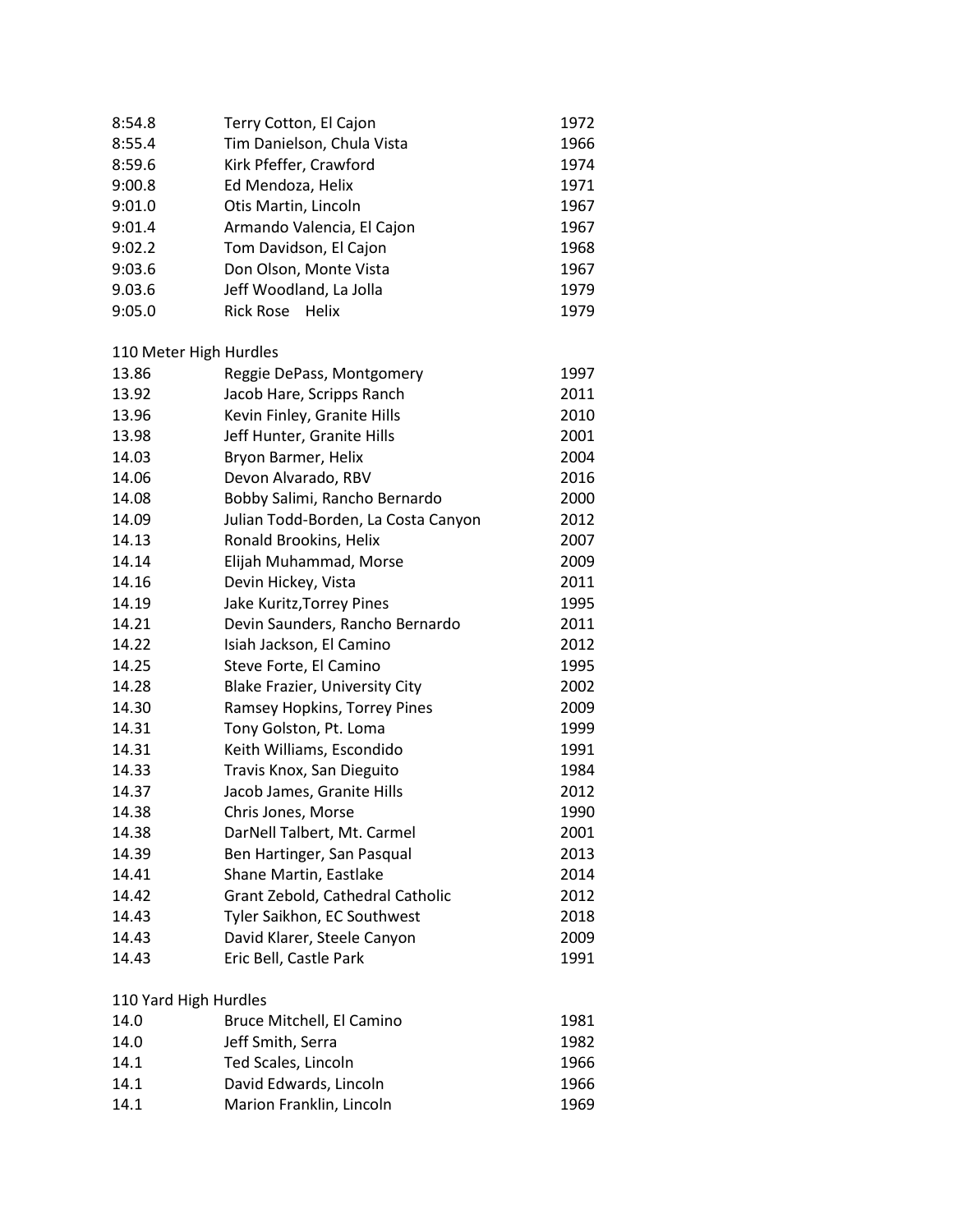| | | |
|---|---|---|
| 8:54.8 | Terry Cotton, El Cajon | 1972 |
| 8:55.4 | Tim Danielson, Chula Vista | 1966 |
| 8:59.6 | Kirk Pfeffer, Crawford | 1974 |
| 9:00.8 | Ed Mendoza, Helix | 1971 |
| 9:01.0 | Otis Martin, Lincoln | 1967 |
| 9:01.4 | Armando Valencia, El Cajon | 1967 |
| 9:02.2 | Tom Davidson, El Cajon | 1968 |
| 9:03.6 | Don Olson, Monte Vista | 1967 |
| 9.03.6 | Jeff Woodland, La Jolla | 1979 |
| 9:05.0 | Rick Rose Helix | 1979 |

110 Meter High Hurdles

| | | |
|---|---|---|
| 13.86 | Reggie DePass, Montgomery | 1997 |
| 13.92 | Jacob Hare, Scripps Ranch | 2011 |
| 13.96 | Kevin Finley, Granite Hills | 2010 |
| 13.98 | Jeff Hunter, Granite Hills | 2001 |
| 14.03 | Bryon Barmer, Helix | 2004 |
| 14.06 | Devon Alvarado, RBV | 2016 |
| 14.08 | Bobby Salimi, Rancho Bernardo | 2000 |
| 14.09 | Julian Todd-Borden, La Costa Canyon | 2012 |
| 14.13 | Ronald Brookins, Helix | 2007 |
| 14.14 | Elijah Muhammad, Morse | 2009 |
| 14.16 | Devin Hickey, Vista | 2011 |
| 14.19 | Jake Kuritz,Torrey Pines | 1995 |
| 14.21 | Devin Saunders, Rancho Bernardo | 2011 |
| 14.22 | Isiah Jackson, El Camino | 2012 |
| 14.25 | Steve Forte, El Camino | 1995 |
| 14.28 | Blake Frazier, University City | 2002 |
| 14.30 | Ramsey Hopkins, Torrey Pines | 2009 |
| 14.31 | Tony Golston, Pt. Loma | 1999 |
| 14.31 | Keith Williams, Escondido | 1991 |
| 14.33 | Travis Knox, San Dieguito | 1984 |
| 14.37 | Jacob James, Granite Hills | 2012 |
| 14.38 | Chris Jones, Morse | 1990 |
| 14.38 | DarNell Talbert, Mt. Carmel | 2001 |
| 14.39 | Ben Hartinger, San Pasqual | 2013 |
| 14.41 | Shane Martin, Eastlake | 2014 |
| 14.42 | Grant Zebold, Cathedral Catholic | 2012 |
| 14.43 | Tyler Saikhon, EC Southwest | 2018 |
| 14.43 | David Klarer, Steele Canyon | 2009 |
| 14.43 | Eric Bell, Castle Park | 1991 |

110 Yard High Hurdles

| | | |
|---|---|---|
| 14.0 | Bruce Mitchell, El Camino | 1981 |
| 14.0 | Jeff Smith, Serra | 1982 |
| 14.1 | Ted Scales, Lincoln | 1966 |
| 14.1 | David Edwards, Lincoln | 1966 |
| 14.1 | Marion Franklin, Lincoln | 1969 |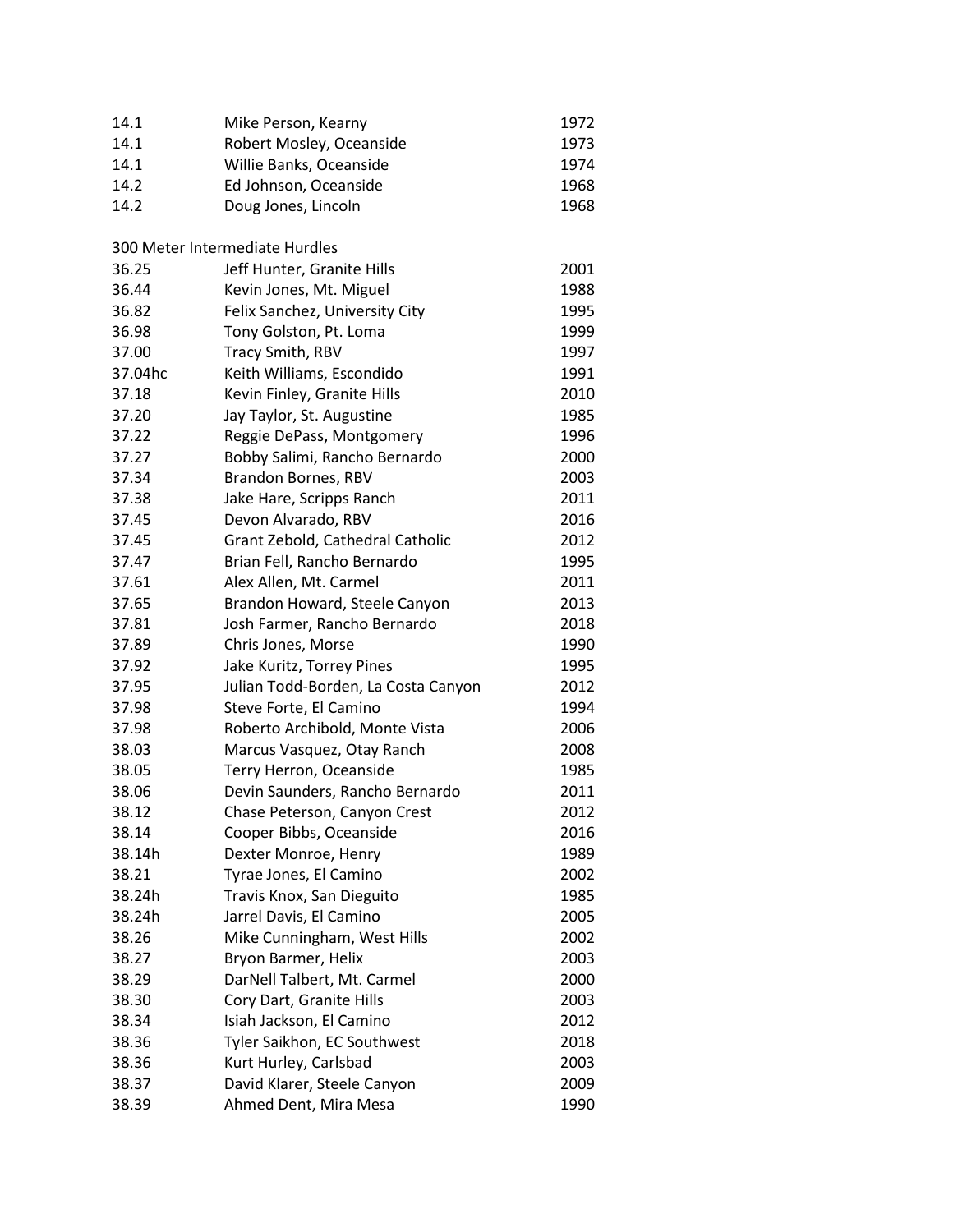| | | |
|---|---|---|
| 14.1 | Mike Person, Kearny | 1972 |
| 14.1 | Robert Mosley, Oceanside | 1973 |
| 14.1 | Willie Banks, Oceanside | 1974 |
| 14.2 | Ed Johnson, Oceanside | 1968 |
| 14.2 | Doug Jones, Lincoln | 1968 |

300 Meter Intermediate Hurdles

| | | |
|---|---|---|
| 36.25 | Jeff Hunter, Granite Hills | 2001 |
| 36.44 | Kevin Jones, Mt. Miguel | 1988 |
| 36.82 | Felix Sanchez, University City | 1995 |
| 36.98 | Tony Golston, Pt. Loma | 1999 |
| 37.00 | Tracy Smith, RBV | 1997 |
| 37.04hc | Keith Williams, Escondido | 1991 |
| 37.18 | Kevin Finley, Granite Hills | 2010 |
| 37.20 | Jay Taylor, St. Augustine | 1985 |
| 37.22 | Reggie DePass, Montgomery | 1996 |
| 37.27 | Bobby Salimi, Rancho Bernardo | 2000 |
| 37.34 | Brandon Bornes, RBV | 2003 |
| 37.38 | Jake Hare, Scripps Ranch | 2011 |
| 37.45 | Devon Alvarado, RBV | 2016 |
| 37.45 | Grant Zebold, Cathedral Catholic | 2012 |
| 37.47 | Brian Fell, Rancho Bernardo | 1995 |
| 37.61 | Alex Allen, Mt. Carmel | 2011 |
| 37.65 | Brandon Howard, Steele Canyon | 2013 |
| 37.81 | Josh Farmer, Rancho Bernardo | 2018 |
| 37.89 | Chris Jones, Morse | 1990 |
| 37.92 | Jake Kuritz, Torrey Pines | 1995 |
| 37.95 | Julian Todd-Borden, La Costa Canyon | 2012 |
| 37.98 | Steve Forte, El Camino | 1994 |
| 37.98 | Roberto Archibold, Monte Vista | 2006 |
| 38.03 | Marcus Vasquez, Otay Ranch | 2008 |
| 38.05 | Terry Herron, Oceanside | 1985 |
| 38.06 | Devin Saunders, Rancho Bernardo | 2011 |
| 38.12 | Chase Peterson, Canyon Crest | 2012 |
| 38.14 | Cooper Bibbs, Oceanside | 2016 |
| 38.14h | Dexter Monroe, Henry | 1989 |
| 38.21 | Tyrae Jones, El Camino | 2002 |
| 38.24h | Travis Knox, San Dieguito | 1985 |
| 38.24h | Jarrel Davis, El Camino | 2005 |
| 38.26 | Mike Cunningham, West Hills | 2002 |
| 38.27 | Bryon Barmer, Helix | 2003 |
| 38.29 | DarNell Talbert, Mt. Carmel | 2000 |
| 38.30 | Cory Dart, Granite Hills | 2003 |
| 38.34 | Isiah Jackson, El Camino | 2012 |
| 38.36 | Tyler Saikhon, EC Southwest | 2018 |
| 38.36 | Kurt Hurley, Carlsbad | 2003 |
| 38.37 | David Klarer, Steele Canyon | 2009 |
| 38.39 | Ahmed Dent, Mira Mesa | 1990 |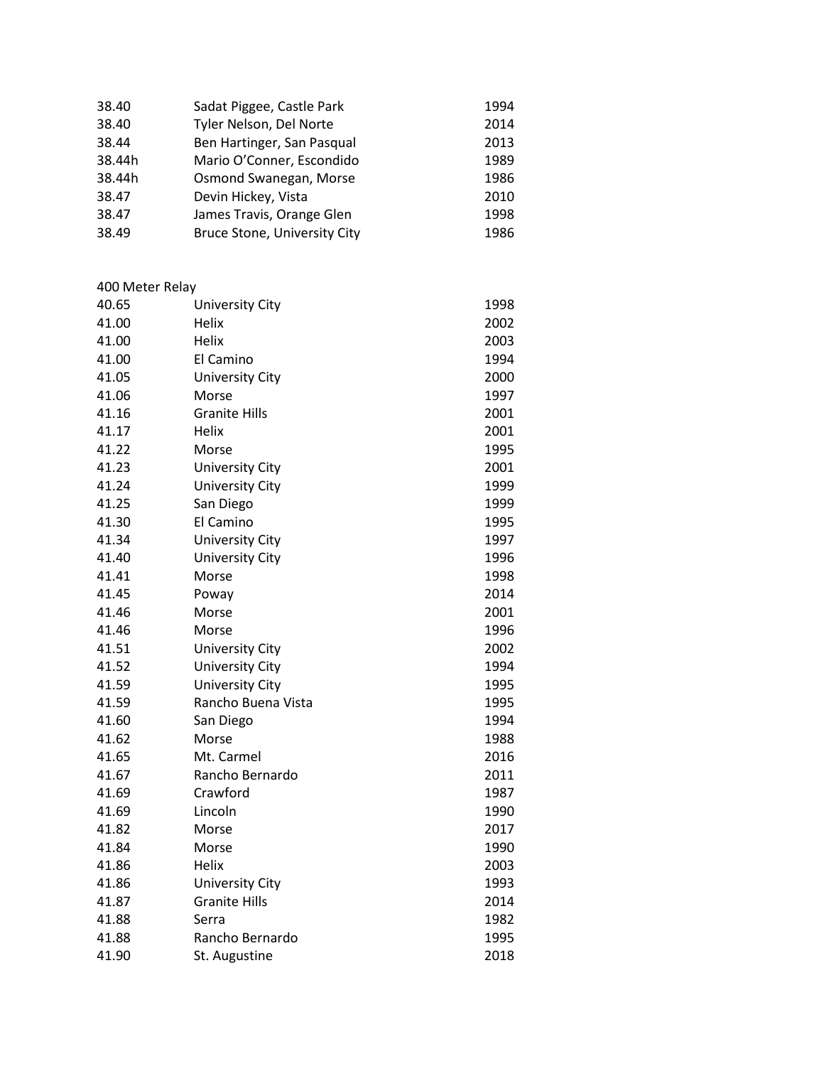| | | |
|---|---|---|
| 38.40 | Sadat Piggee, Castle Park | 1994 |
| 38.40 | Tyler Nelson, Del Norte | 2014 |
| 38.44 | Ben Hartinger, San Pasqual | 2013 |
| 38.44h | Mario O'Conner, Escondido | 1989 |
| 38.44h | Osmond Swanegan, Morse | 1986 |
| 38.47 | Devin Hickey, Vista | 2010 |
| 38.47 | James Travis, Orange Glen | 1998 |
| 38.49 | Bruce Stone, University City | 1986 |

400 Meter Relay

| | | |
|---|---|---|
| 40.65 | University City | 1998 |
| 41.00 | Helix | 2002 |
| 41.00 | Helix | 2003 |
| 41.00 | El Camino | 1994 |
| 41.05 | University City | 2000 |
| 41.06 | Morse | 1997 |
| 41.16 | Granite Hills | 2001 |
| 41.17 | Helix | 2001 |
| 41.22 | Morse | 1995 |
| 41.23 | University City | 2001 |
| 41.24 | University City | 1999 |
| 41.25 | San Diego | 1999 |
| 41.30 | El Camino | 1995 |
| 41.34 | University City | 1997 |
| 41.40 | University City | 1996 |
| 41.41 | Morse | 1998 |
| 41.45 | Poway | 2014 |
| 41.46 | Morse | 2001 |
| 41.46 | Morse | 1996 |
| 41.51 | University City | 2002 |
| 41.52 | University City | 1994 |
| 41.59 | University City | 1995 |
| 41.59 | Rancho Buena Vista | 1995 |
| 41.60 | San Diego | 1994 |
| 41.62 | Morse | 1988 |
| 41.65 | Mt. Carmel | 2016 |
| 41.67 | Rancho Bernardo | 2011 |
| 41.69 | Crawford | 1987 |
| 41.69 | Lincoln | 1990 |
| 41.82 | Morse | 2017 |
| 41.84 | Morse | 1990 |
| 41.86 | Helix | 2003 |
| 41.86 | University City | 1993 |
| 41.87 | Granite Hills | 2014 |
| 41.88 | Serra | 1982 |
| 41.88 | Rancho Bernardo | 1995 |
| 41.90 | St. Augustine | 2018 |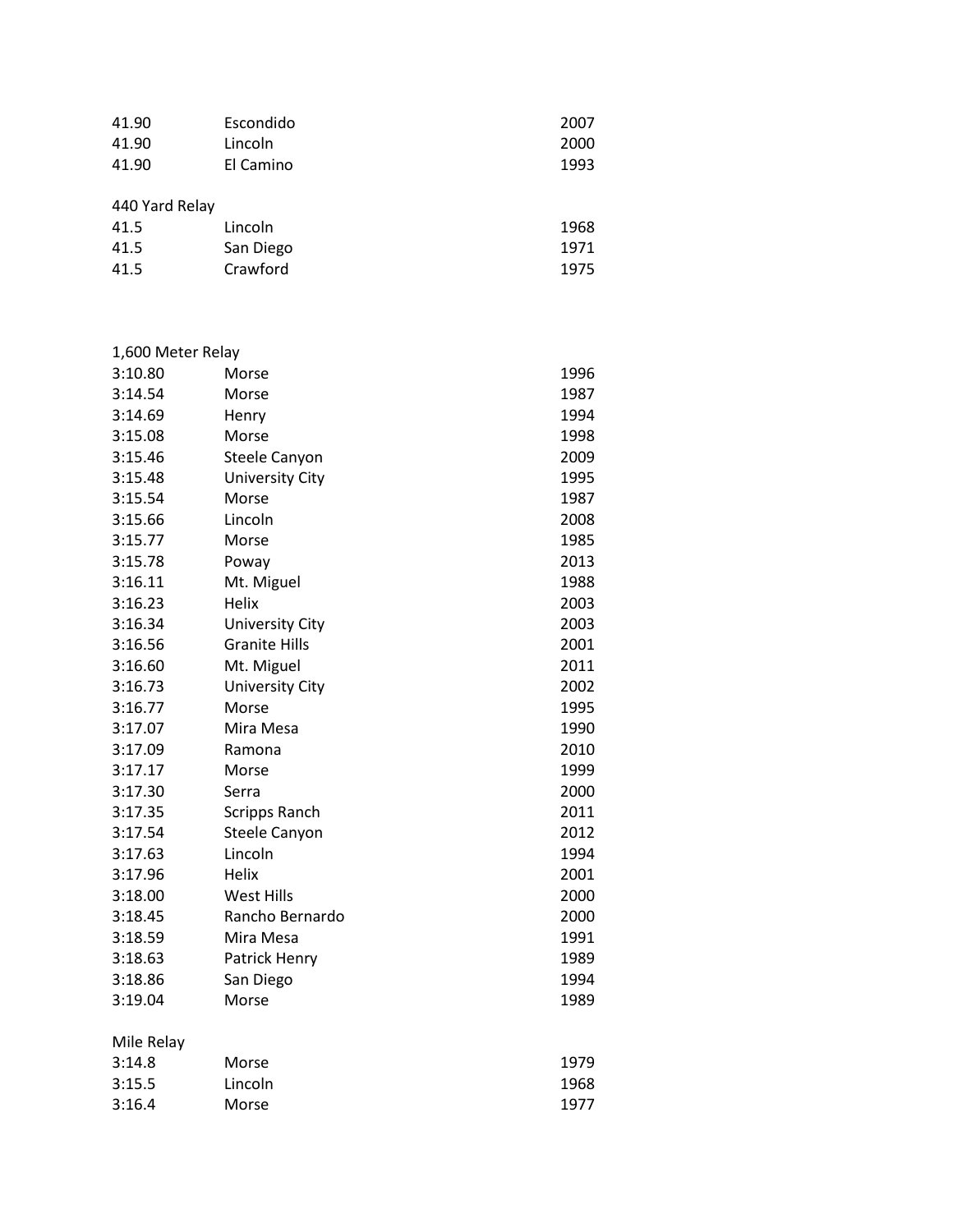| | | |
|---|---|---|
| 41.90 | Escondido | 2007 |
| 41.90 | Lincoln | 2000 |
| 41.90 | El Camino | 1993 |

440 Yard Relay

| | | |
|---|---|---|
| 41.5 | Lincoln | 1968 |
| 41.5 | San Diego | 1971 |
| 41.5 | Crawford | 1975 |

1,600 Meter Relay

| | | |
|---|---|---|
| 3:10.80 | Morse | 1996 |
| 3:14.54 | Morse | 1987 |
| 3:14.69 | Henry | 1994 |
| 3:15.08 | Morse | 1998 |
| 3:15.46 | Steele Canyon | 2009 |
| 3:15.48 | University City | 1995 |
| 3:15.54 | Morse | 1987 |
| 3:15.66 | Lincoln | 2008 |
| 3:15.77 | Morse | 1985 |
| 3:15.78 | Poway | 2013 |
| 3:16.11 | Mt. Miguel | 1988 |
| 3:16.23 | Helix | 2003 |
| 3:16.34 | University City | 2003 |
| 3:16.56 | Granite Hills | 2001 |
| 3:16.60 | Mt. Miguel | 2011 |
| 3:16.73 | University City | 2002 |
| 3:16.77 | Morse | 1995 |
| 3:17.07 | Mira Mesa | 1990 |
| 3:17.09 | Ramona | 2010 |
| 3:17.17 | Morse | 1999 |
| 3:17.30 | Serra | 2000 |
| 3:17.35 | Scripps Ranch | 2011 |
| 3:17.54 | Steele Canyon | 2012 |
| 3:17.63 | Lincoln | 1994 |
| 3:17.96 | Helix | 2001 |
| 3:18.00 | West Hills | 2000 |
| 3:18.45 | Rancho Bernardo | 2000 |
| 3:18.59 | Mira Mesa | 1991 |
| 3:18.63 | Patrick Henry | 1989 |
| 3:18.86 | San Diego | 1994 |
| 3:19.04 | Morse | 1989 |

Mile Relay

| | | |
|---|---|---|
| 3:14.8 | Morse | 1979 |
| 3:15.5 | Lincoln | 1968 |
| 3:16.4 | Morse | 1977 |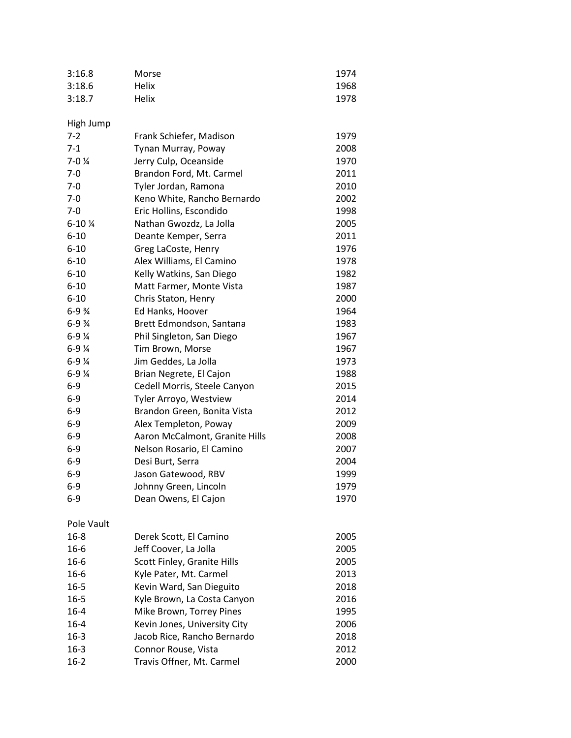| | | |
|---|---|---|
| 3:16.8 | Morse | 1974 |
| 3:18.6 | Helix | 1968 |
| 3:18.7 | Helix | 1978 |

## High Jump

| | | |
|---|---|---|
| 7-2 | Frank Schiefer, Madison | 1979 |
| 7-1 | Tynan Murray, Poway | 2008 |
| 7-0 ¼ | Jerry Culp, Oceanside | 1970 |
| 7-0 | Brandon Ford, Mt. Carmel | 2011 |
| 7-0 | Tyler Jordan, Ramona | 2010 |
| 7-0 | Keno White, Rancho Bernardo | 2002 |
| 7-0 | Eric Hollins, Escondido | 1998 |
| 6-10 ¼ | Nathan Gwozdz, La Jolla | 2005 |
| 6-10 | Deante Kemper, Serra | 2011 |
| 6-10 | Greg LaCoste, Henry | 1976 |
| 6-10 | Alex Williams, El Camino | 1978 |
| 6-10 | Kelly Watkins, San Diego | 1982 |
| 6-10 | Matt Farmer, Monte Vista | 1987 |
| 6-10 | Chris Staton, Henry | 2000 |
| 6-9 ¾ | Ed Hanks, Hoover | 1964 |
| 6-9 ¾ | Brett Edmondson, Santana | 1983 |
| 6-9 ¼ | Phil Singleton, San Diego | 1967 |
| 6-9 ¼ | Tim Brown, Morse | 1967 |
| 6-9 ¼ | Jim Geddes, La Jolla | 1973 |
| 6-9 ¼ | Brian Negrete, El Cajon | 1988 |
| 6-9 | Cedell Morris, Steele Canyon | 2015 |
| 6-9 | Tyler Arroyo, Westview | 2014 |
| 6-9 | Brandon Green, Bonita Vista | 2012 |
| 6-9 | Alex Templeton, Poway | 2009 |
| 6-9 | Aaron McCalmont, Granite Hills | 2008 |
| 6-9 | Nelson Rosario, El Camino | 2007 |
| 6-9 | Desi Burt, Serra | 2004 |
| 6-9 | Jason Gatewood, RBV | 1999 |
| 6-9 | Johnny Green, Lincoln | 1979 |
| 6-9 | Dean Owens, El Cajon | 1970 |

## Pole Vault

| | | |
|---|---|---|
| 16-8 | Derek Scott, El Camino | 2005 |
| 16-6 | Jeff Coover, La Jolla | 2005 |
| 16-6 | Scott Finley, Granite Hills | 2005 |
| 16-6 | Kyle Pater, Mt. Carmel | 2013 |
| 16-5 | Kevin Ward, San Dieguito | 2018 |
| 16-5 | Kyle Brown, La Costa Canyon | 2016 |
| 16-4 | Mike Brown, Torrey Pines | 1995 |
| 16-4 | Kevin Jones, University City | 2006 |
| 16-3 | Jacob Rice, Rancho Bernardo | 2018 |
| 16-3 | Connor Rouse, Vista | 2012 |
| 16-2 | Travis Offner, Mt. Carmel | 2000 |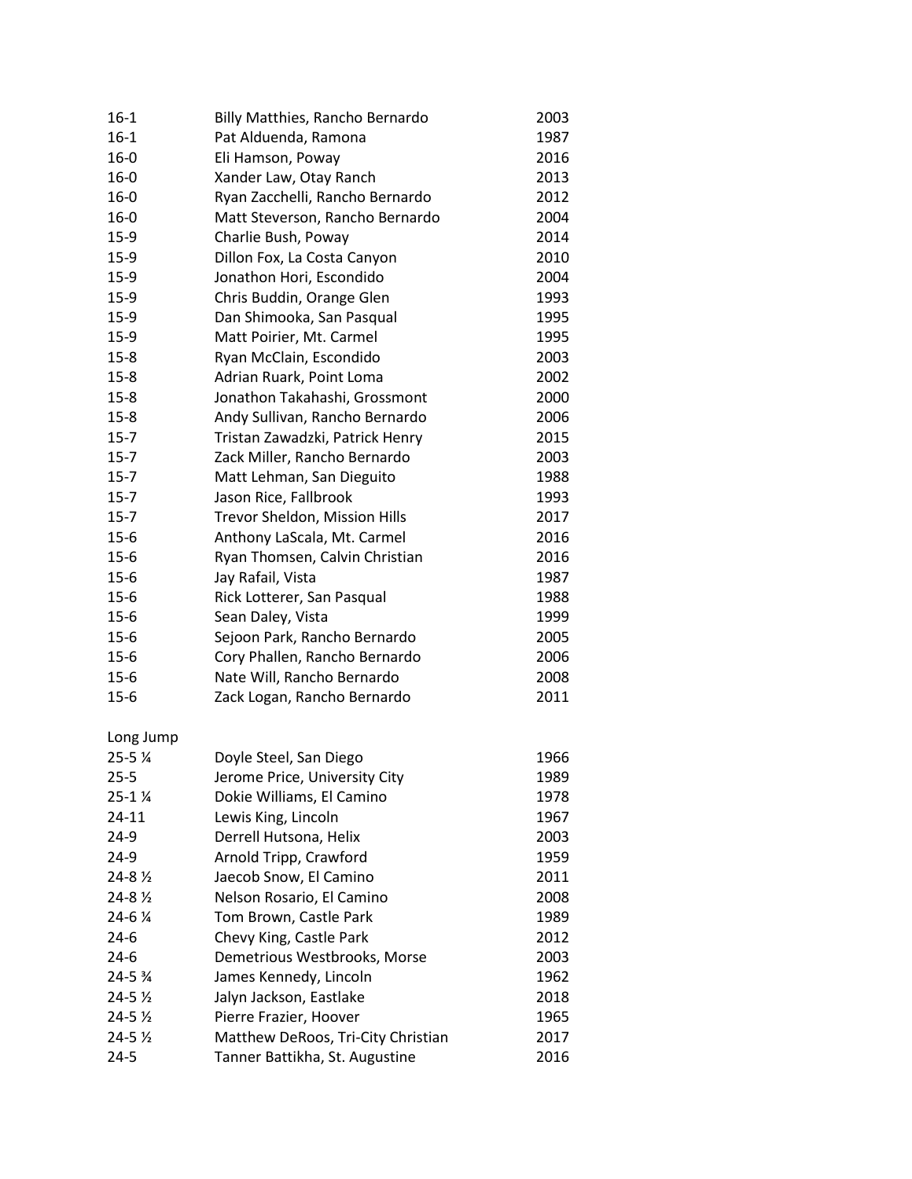| | | |
|---|---|---|
| 16-1 | Billy Matthies, Rancho Bernardo | 2003 |
| 16-1 | Pat Alduenda, Ramona | 1987 |
| 16-0 | Eli Hamson, Poway | 2016 |
| 16-0 | Xander Law, Otay Ranch | 2013 |
| 16-0 | Ryan Zacchelli, Rancho Bernardo | 2012 |
| 16-0 | Matt Steverson, Rancho Bernardo | 2004 |
| 15-9 | Charlie Bush, Poway | 2014 |
| 15-9 | Dillon Fox, La Costa Canyon | 2010 |
| 15-9 | Jonathon Hori, Escondido | 2004 |
| 15-9 | Chris Buddin, Orange Glen | 1993 |
| 15-9 | Dan Shimooka, San Pasqual | 1995 |
| 15-9 | Matt Poirier, Mt. Carmel | 1995 |
| 15-8 | Ryan McClain, Escondido | 2003 |
| 15-8 | Adrian Ruark, Point Loma | 2002 |
| 15-8 | Jonathon Takahashi, Grossmont | 2000 |
| 15-8 | Andy Sullivan, Rancho Bernardo | 2006 |
| 15-7 | Tristan Zawadzki, Patrick Henry | 2015 |
| 15-7 | Zack Miller, Rancho Bernardo | 2003 |
| 15-7 | Matt Lehman, San Dieguito | 1988 |
| 15-7 | Jason Rice, Fallbrook | 1993 |
| 15-7 | Trevor Sheldon, Mission Hills | 2017 |
| 15-6 | Anthony LaScala, Mt. Carmel | 2016 |
| 15-6 | Ryan Thomsen, Calvin Christian | 2016 |
| 15-6 | Jay Rafail, Vista | 1987 |
| 15-6 | Rick Lotterer, San Pasqual | 1988 |
| 15-6 | Sean Daley, Vista | 1999 |
| 15-6 | Sejoon Park, Rancho Bernardo | 2005 |
| 15-6 | Cory Phallen, Rancho Bernardo | 2006 |
| 15-6 | Nate Will, Rancho Bernardo | 2008 |
| 15-6 | Zack Logan, Rancho Bernardo | 2011 |

Long Jump

| | | |
|---|---|---|
| 25-5 ¼ | Doyle Steel, San Diego | 1966 |
| 25-5 | Jerome Price, University City | 1989 |
| 25-1 ¼ | Dokie Williams, El Camino | 1978 |
| 24-11 | Lewis King, Lincoln | 1967 |
| 24-9 | Derrell Hutsona, Helix | 2003 |
| 24-9 | Arnold Tripp, Crawford | 1959 |
| 24-8 ½ | Jaecob Snow, El Camino | 2011 |
| 24-8 ½ | Nelson Rosario, El Camino | 2008 |
| 24-6 ¼ | Tom Brown, Castle Park | 1989 |
| 24-6 | Chevy King, Castle Park | 2012 |
| 24-6 | Demetrious Westbrooks, Morse | 2003 |
| 24-5 ¾ | James Kennedy, Lincoln | 1962 |
| 24-5 ½ | Jalyn Jackson, Eastlake | 2018 |
| 24-5 ½ | Pierre Frazier, Hoover | 1965 |
| 24-5 ½ | Matthew DeRoos, Tri-City Christian | 2017 |
| 24-5 | Tanner Battikha, St. Augustine | 2016 |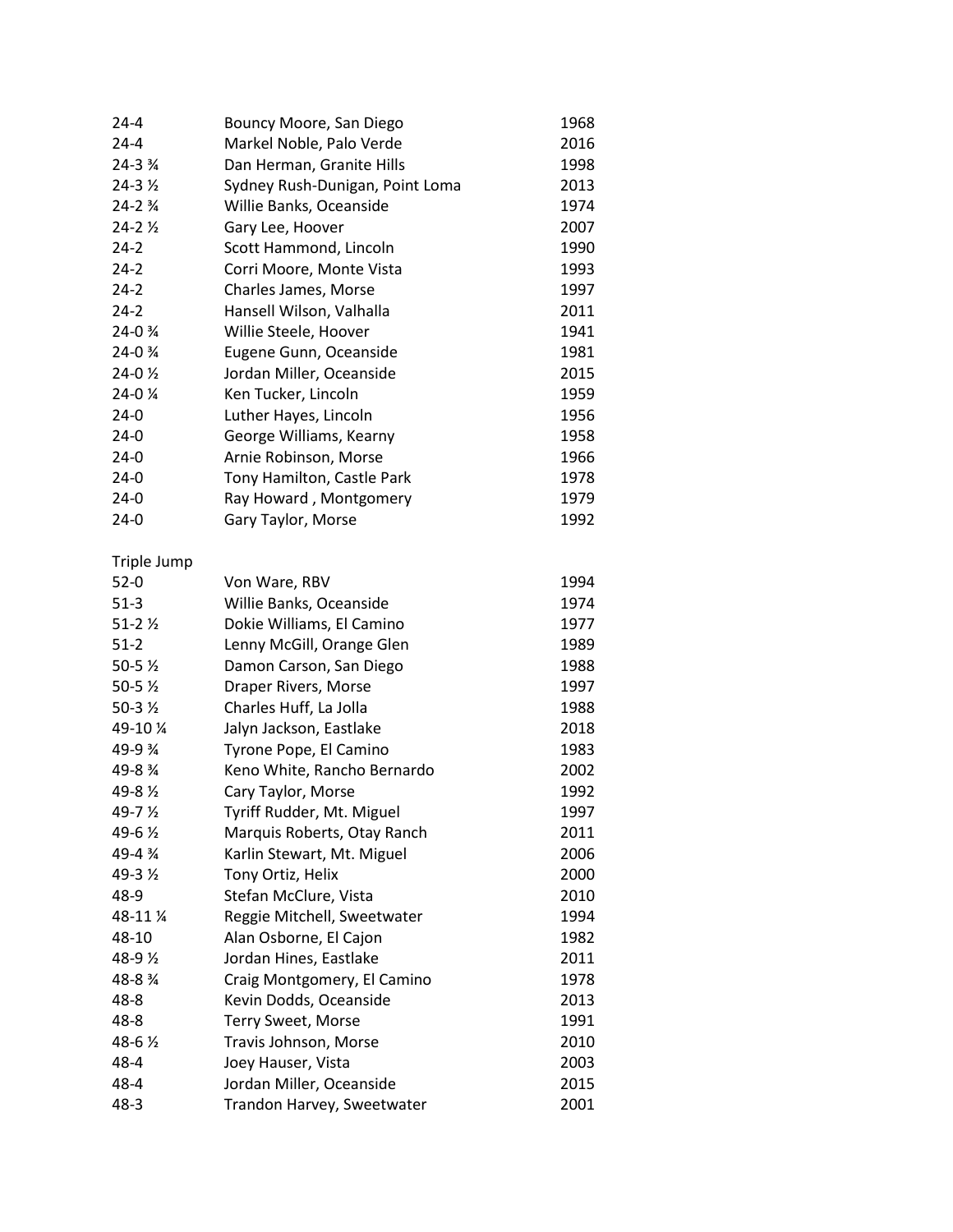| | | |
|---|---|---|
| 24-4 | Bouncy Moore, San Diego | 1968 |
| 24-4 | Markel Noble, Palo Verde | 2016 |
| 24-3 ¾ | Dan Herman, Granite Hills | 1998 |
| 24-3 ½ | Sydney Rush-Dunigan, Point Loma | 2013 |
| 24-2 ¾ | Willie Banks, Oceanside | 1974 |
| 24-2 ½ | Gary Lee, Hoover | 2007 |
| 24-2 | Scott Hammond, Lincoln | 1990 |
| 24-2 | Corri Moore, Monte Vista | 1993 |
| 24-2 | Charles James, Morse | 1997 |
| 24-2 | Hansell Wilson, Valhalla | 2011 |
| 24-0 ¾ | Willie Steele, Hoover | 1941 |
| 24-0 ¾ | Eugene Gunn, Oceanside | 1981 |
| 24-0 ½ | Jordan Miller, Oceanside | 2015 |
| 24-0 ¼ | Ken Tucker, Lincoln | 1959 |
| 24-0 | Luther Hayes, Lincoln | 1956 |
| 24-0 | George Williams, Kearny | 1958 |
| 24-0 | Arnie Robinson, Morse | 1966 |
| 24-0 | Tony Hamilton, Castle Park | 1978 |
| 24-0 | Ray Howard , Montgomery | 1979 |
| 24-0 | Gary Taylor, Morse | 1992 |

Triple Jump

| | | |
|---|---|---|
| 52-0 | Von Ware, RBV | 1994 |
| 51-3 | Willie Banks, Oceanside | 1974 |
| 51-2 ½ | Dokie Williams, El Camino | 1977 |
| 51-2 | Lenny McGill, Orange Glen | 1989 |
| 50-5 ½ | Damon Carson, San Diego | 1988 |
| 50-5 ½ | Draper Rivers, Morse | 1997 |
| 50-3 ½ | Charles Huff, La Jolla | 1988 |
| 49-10 ¼ | Jalyn Jackson, Eastlake | 2018 |
| 49-9 ¾ | Tyrone Pope, El Camino | 1983 |
| 49-8 ¾ | Keno White, Rancho Bernardo | 2002 |
| 49-8 ½ | Cary Taylor, Morse | 1992 |
| 49-7 ½ | Tyriff Rudder, Mt. Miguel | 1997 |
| 49-6 ½ | Marquis Roberts, Otay Ranch | 2011 |
| 49-4 ¾ | Karlin Stewart, Mt. Miguel | 2006 |
| 49-3 ½ | Tony Ortiz, Helix | 2000 |
| 48-9 | Stefan McClure, Vista | 2010 |
| 48-11 ¼ | Reggie Mitchell, Sweetwater | 1994 |
| 48-10 | Alan Osborne, El Cajon | 1982 |
| 48-9 ½ | Jordan Hines, Eastlake | 2011 |
| 48-8 ¾ | Craig Montgomery, El Camino | 1978 |
| 48-8 | Kevin Dodds, Oceanside | 2013 |
| 48-8 | Terry Sweet, Morse | 1991 |
| 48-6 ½ | Travis Johnson, Morse | 2010 |
| 48-4 | Joey Hauser, Vista | 2003 |
| 48-4 | Jordan Miller, Oceanside | 2015 |
| 48-3 | Trandon Harvey, Sweetwater | 2001 |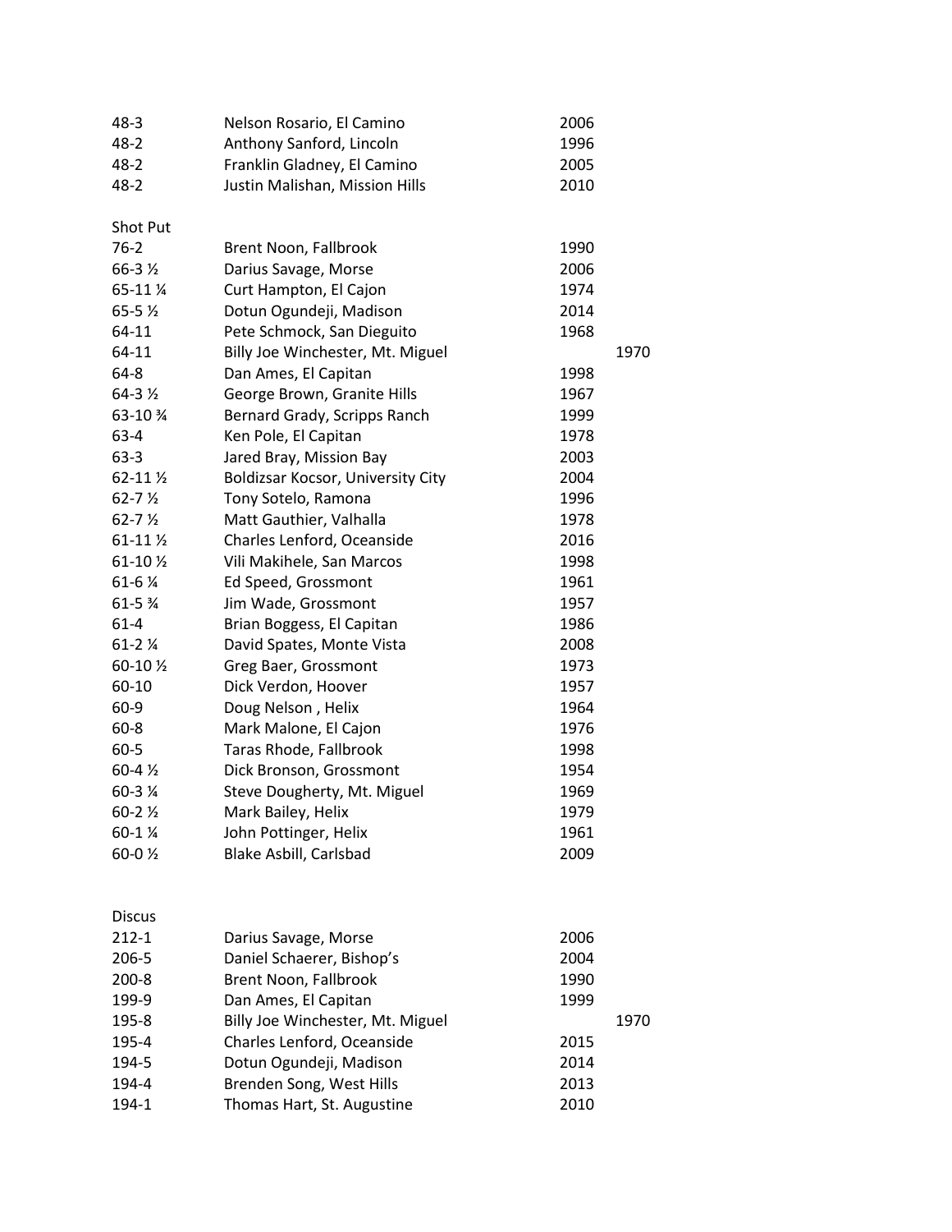| | | | |
|---|---|---|---|
| 48-3 | Nelson Rosario, El Camino | 2006 | |
| 48-2 | Anthony Sanford, Lincoln | 1996 | |
| 48-2 | Franklin Gladney, El Camino | 2005 | |
| 48-2 | Justin Malishan, Mission Hills | 2010 | |

Shot Put

| | | | |
|---|---|---|---|
| 76-2 | Brent Noon, Fallbrook | 1990 | |
| 66-3 ½ | Darius Savage, Morse | 2006 | |
| 65-11 ¼ | Curt Hampton, El Cajon | 1974 | |
| 65-5 ½ | Dotun Ogundeji, Madison | 2014 | |
| 64-11 | Pete Schmock, San Dieguito | 1968 | |
| 64-11 | Billy Joe Winchester, Mt. Miguel | | 1970 |
| 64-8 | Dan Ames, El Capitan | 1998 | |
| 64-3 ½ | George Brown, Granite Hills | 1967 | |
| 63-10 ¾ | Bernard Grady, Scripps Ranch | 1999 | |
| 63-4 | Ken Pole, El Capitan | 1978 | |
| 63-3 | Jared Bray, Mission Bay | 2003 | |
| 62-11 ½ | Boldizsar Kocsor, University City | 2004 | |
| 62-7 ½ | Tony Sotelo, Ramona | 1996 | |
| 62-7 ½ | Matt Gauthier, Valhalla | 1978 | |
| 61-11 ½ | Charles Lenford, Oceanside | 2016 | |
| 61-10 ½ | Vili Makihele, San Marcos | 1998 | |
| 61-6 ¼ | Ed Speed, Grossmont | 1961 | |
| 61-5 ¾ | Jim Wade, Grossmont | 1957 | |
| 61-4 | Brian Boggess, El Capitan | 1986 | |
| 61-2 ¼ | David Spates, Monte Vista | 2008 | |
| 60-10 ½ | Greg Baer, Grossmont | 1973 | |
| 60-10 | Dick Verdon, Hoover | 1957 | |
| 60-9 | Doug Nelson , Helix | 1964 | |
| 60-8 | Mark Malone, El Cajon | 1976 | |
| 60-5 | Taras Rhode, Fallbrook | 1998 | |
| 60-4 ½ | Dick Bronson, Grossmont | 1954 | |
| 60-3 ¼ | Steve Dougherty, Mt. Miguel | 1969 | |
| 60-2 ½ | Mark Bailey, Helix | 1979 | |
| 60-1 ¼ | John Pottinger, Helix | 1961 | |
| 60-0 ½ | Blake Asbill, Carlsbad | 2009 | |

Discus

| | | | |
|---|---|---|---|
| 212-1 | Darius Savage, Morse | 2006 | |
| 206-5 | Daniel Schaerer, Bishop's | 2004 | |
| 200-8 | Brent Noon, Fallbrook | 1990 | |
| 199-9 | Dan Ames, El Capitan | 1999 | |
| 195-8 | Billy Joe Winchester, Mt. Miguel | | 1970 |
| 195-4 | Charles Lenford, Oceanside | 2015 | |
| 194-5 | Dotun Ogundeji, Madison | 2014 | |
| 194-4 | Brenden Song, West Hills | 2013 | |
| 194-1 | Thomas Hart, St. Augustine | 2010 | |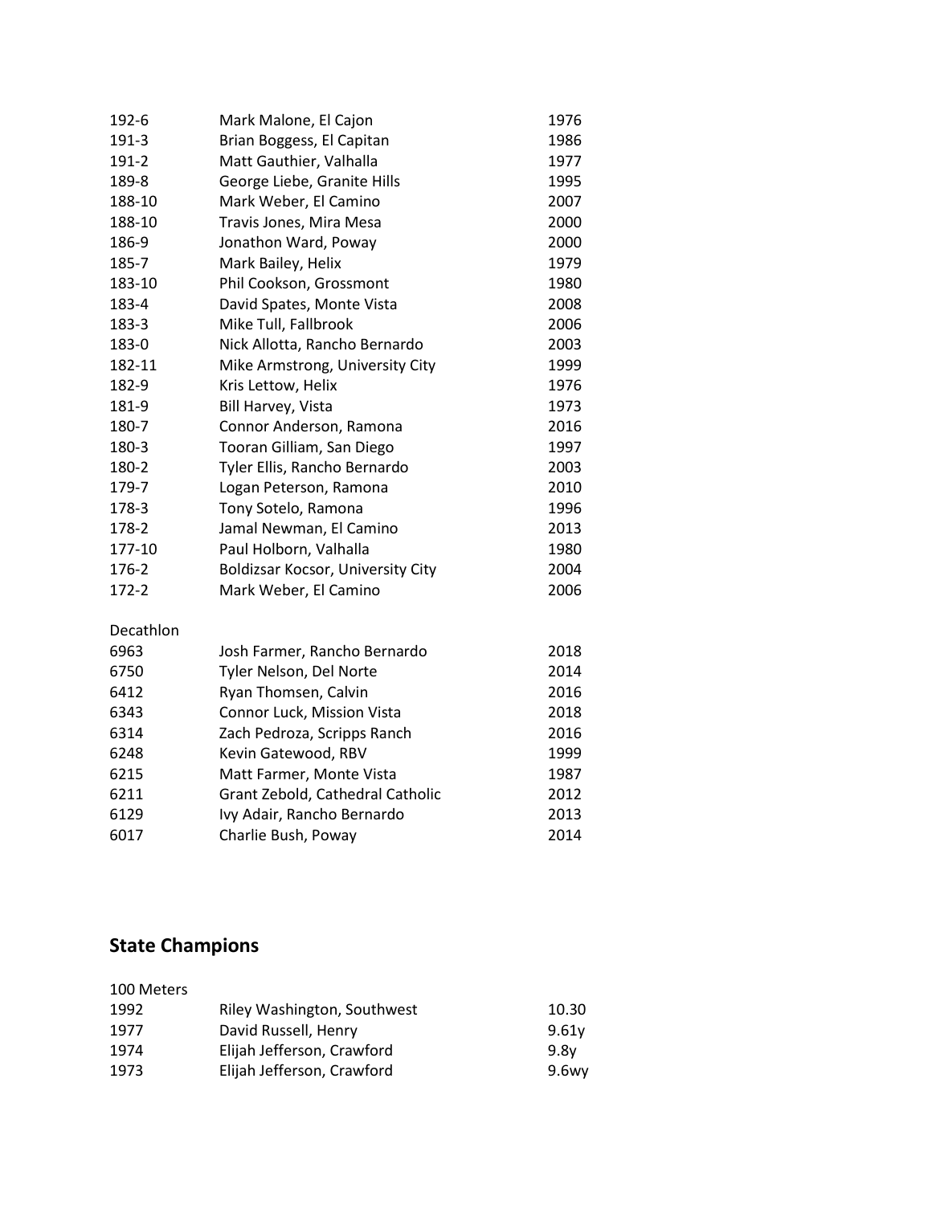| | | |
|---|---|---|
| 192-6 | Mark Malone, El Cajon | 1976 |
| 191-3 | Brian Boggess, El Capitan | 1986 |
| 191-2 | Matt Gauthier, Valhalla | 1977 |
| 189-8 | George Liebe, Granite Hills | 1995 |
| 188-10 | Mark Weber, El Camino | 2007 |
| 188-10 | Travis Jones, Mira Mesa | 2000 |
| 186-9 | Jonathon Ward, Poway | 2000 |
| 185-7 | Mark Bailey, Helix | 1979 |
| 183-10 | Phil Cookson, Grossmont | 1980 |
| 183-4 | David Spates, Monte Vista | 2008 |
| 183-3 | Mike Tull, Fallbrook | 2006 |
| 183-0 | Nick Allotta, Rancho Bernardo | 2003 |
| 182-11 | Mike Armstrong, University City | 1999 |
| 182-9 | Kris Lettow, Helix | 1976 |
| 181-9 | Bill Harvey, Vista | 1973 |
| 180-7 | Connor Anderson, Ramona | 2016 |
| 180-3 | Tooran Gilliam, San Diego | 1997 |
| 180-2 | Tyler Ellis, Rancho Bernardo | 2003 |
| 179-7 | Logan Peterson, Ramona | 2010 |
| 178-3 | Tony Sotelo, Ramona | 1996 |
| 178-2 | Jamal Newman, El Camino | 2013 |
| 177-10 | Paul Holborn, Valhalla | 1980 |
| 176-2 | Boldizsar Kocsor, University City | 2004 |
| 172-2 | Mark Weber, El Camino | 2006 |

Decathlon

| | | |
|---|---|---|
| 6963 | Josh Farmer, Rancho Bernardo | 2018 |
| 6750 | Tyler Nelson, Del Norte | 2014 |
| 6412 | Ryan Thomsen, Calvin | 2016 |
| 6343 | Connor Luck, Mission Vista | 2018 |
| 6314 | Zach Pedroza, Scripps Ranch | 2016 |
| 6248 | Kevin Gatewood, RBV | 1999 |
| 6215 | Matt Farmer, Monte Vista | 1987 |
| 6211 | Grant Zebold, Cathedral Catholic | 2012 |
| 6129 | Ivy Adair, Rancho Bernardo | 2013 |
| 6017 | Charlie Bush, Poway | 2014 |

## State Champions

100 Meters

| | | |
|---|---|---|
| 1992 | Riley Washington, Southwest | 10.30 |
| 1977 | David Russell, Henry | 9.61y |
| 1974 | Elijah Jefferson, Crawford | 9.8y |
| 1973 | Elijah Jefferson, Crawford | 9.6wy |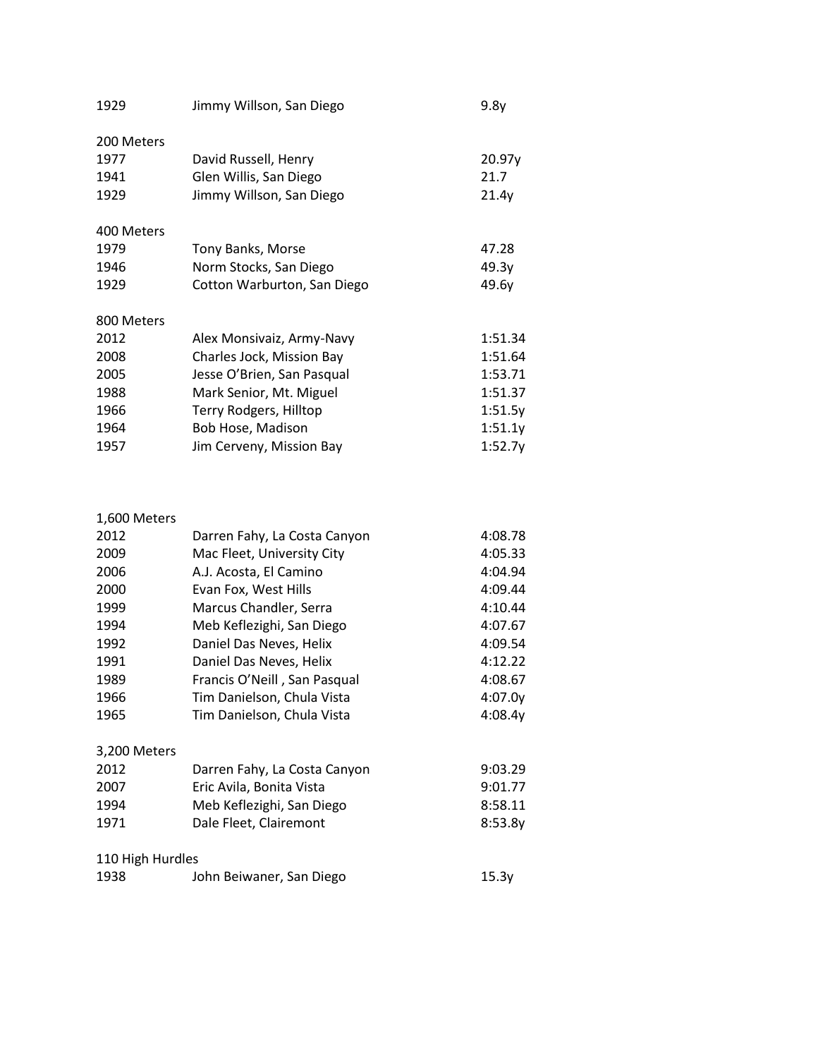| | | |
|---|---|---|
| 1929 | Jimmy Willson, San Diego | 9.8y |

200 Meters

| | | |
|---|---|---|
| 1977 | David Russell, Henry | 20.97y |
| 1941 | Glen Willis, San Diego | 21.7 |
| 1929 | Jimmy Willson, San Diego | 21.4y |

400 Meters

| | | |
|---|---|---|
| 1979 | Tony Banks, Morse | 47.28 |
| 1946 | Norm Stocks, San Diego | 49.3y |
| 1929 | Cotton Warburton, San Diego | 49.6y |

800 Meters

| | | |
|---|---|---|
| 2012 | Alex Monsivaiz, Army-Navy | 1:51.34 |
| 2008 | Charles Jock, Mission Bay | 1:51.64 |
| 2005 | Jesse O'Brien, San Pasqual | 1:53.71 |
| 1988 | Mark Senior, Mt. Miguel | 1:51.37 |
| 1966 | Terry Rodgers, Hilltop | 1:51.5y |
| 1964 | Bob Hose, Madison | 1:51.1y |
| 1957 | Jim Cerveny, Mission Bay | 1:52.7y |

1,600 Meters

| | | |
|---|---|---|
| 2012 | Darren Fahy, La Costa Canyon | 4:08.78 |
| 2009 | Mac Fleet, University City | 4:05.33 |
| 2006 | A.J. Acosta, El Camino | 4:04.94 |
| 2000 | Evan Fox, West Hills | 4:09.44 |
| 1999 | Marcus Chandler, Serra | 4:10.44 |
| 1994 | Meb Keflezighi, San Diego | 4:07.67 |
| 1992 | Daniel Das Neves, Helix | 4:09.54 |
| 1991 | Daniel Das Neves, Helix | 4:12.22 |
| 1989 | Francis O'Neill , San Pasqual | 4:08.67 |
| 1966 | Tim Danielson, Chula Vista | 4:07.0y |
| 1965 | Tim Danielson, Chula Vista | 4:08.4y |

3,200 Meters

| | | |
|---|---|---|
| 2012 | Darren Fahy, La Costa Canyon | 9:03.29 |
| 2007 | Eric Avila, Bonita Vista | 9:01.77 |
| 1994 | Meb Keflezighi, San Diego | 8:58.11 |
| 1971 | Dale Fleet, Clairemont | 8:53.8y |

110 High Hurdles

| | | |
|---|---|---|
| 1938 | John Beiwaner, San Diego | 15.3y |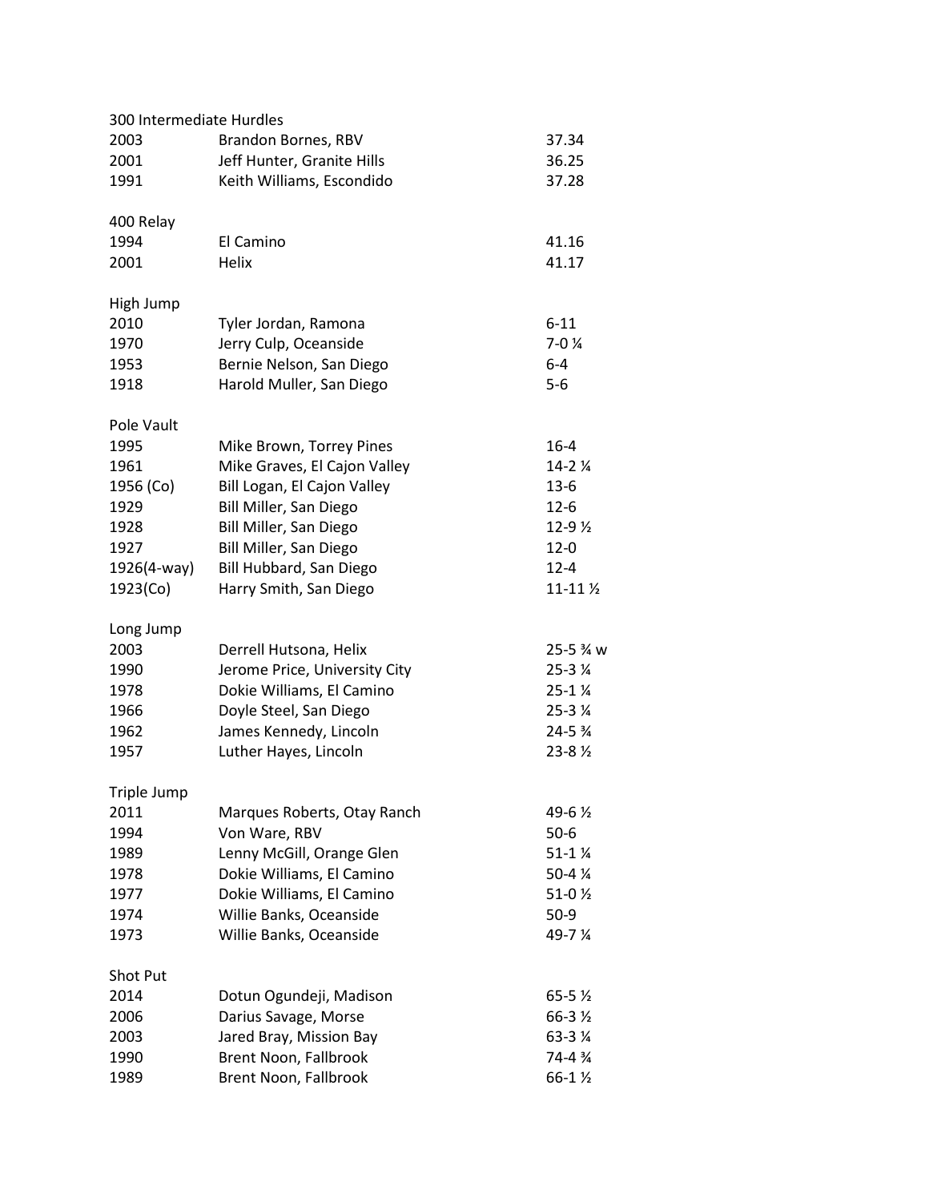300 Intermediate Hurdles

| | | |
|---|---|---|
| 2003 | Brandon Bornes, RBV | 37.34 |
| 2001 | Jeff Hunter, Granite Hills | 36.25 |
| 1991 | Keith Williams, Escondido | 37.28 |

400 Relay

| | | |
|---|---|---|
| 1994 | El Camino | 41.16 |
| 2001 | Helix | 41.17 |

High Jump

| | | |
|---|---|---|
| 2010 | Tyler Jordan, Ramona | 6-11 |
| 1970 | Jerry Culp, Oceanside | 7-0 ¼ |
| 1953 | Bernie Nelson, San Diego | 6-4 |
| 1918 | Harold Muller, San Diego | 5-6 |

Pole Vault

| | | |
|---|---|---|
| 1995 | Mike Brown, Torrey Pines | 16-4 |
| 1961 | Mike Graves, El Cajon Valley | 14-2 ¼ |
| 1956 (Co) | Bill Logan, El Cajon Valley | 13-6 |
| 1929 | Bill Miller, San Diego | 12-6 |
| 1928 | Bill Miller, San Diego | 12-9 ½ |
| 1927 | Bill Miller, San Diego | 12-0 |
| 1926(4-way) | Bill Hubbard, San Diego | 12-4 |
| 1923(Co) | Harry Smith, San Diego | 11-11 ½ |

Long Jump

| | | |
|---|---|---|
| 2003 | Derrell Hutsona, Helix | 25-5 ¾ w |
| 1990 | Jerome Price, University City | 25-3 ¼ |
| 1978 | Dokie Williams, El Camino | 25-1 ¼ |
| 1966 | Doyle Steel, San Diego | 25-3 ¼ |
| 1962 | James Kennedy, Lincoln | 24-5 ¾ |
| 1957 | Luther Hayes, Lincoln | 23-8 ½ |

Triple Jump

| | | |
|---|---|---|
| 2011 | Marques Roberts, Otay Ranch | 49-6 ½ |
| 1994 | Von Ware, RBV | 50-6 |
| 1989 | Lenny McGill, Orange Glen | 51-1 ¼ |
| 1978 | Dokie Williams, El Camino | 50-4 ¼ |
| 1977 | Dokie Williams, El Camino | 51-0 ½ |
| 1974 | Willie Banks, Oceanside | 50-9 |
| 1973 | Willie Banks, Oceanside | 49-7 ¼ |

Shot Put

| | | |
|---|---|---|
| 2014 | Dotun Ogundeji, Madison | 65-5 ½ |
| 2006 | Darius Savage, Morse | 66-3 ½ |
| 2003 | Jared Bray, Mission Bay | 63-3 ¼ |
| 1990 | Brent Noon, Fallbrook | 74-4 ¾ |
| 1989 | Brent Noon, Fallbrook | 66-1 ½ |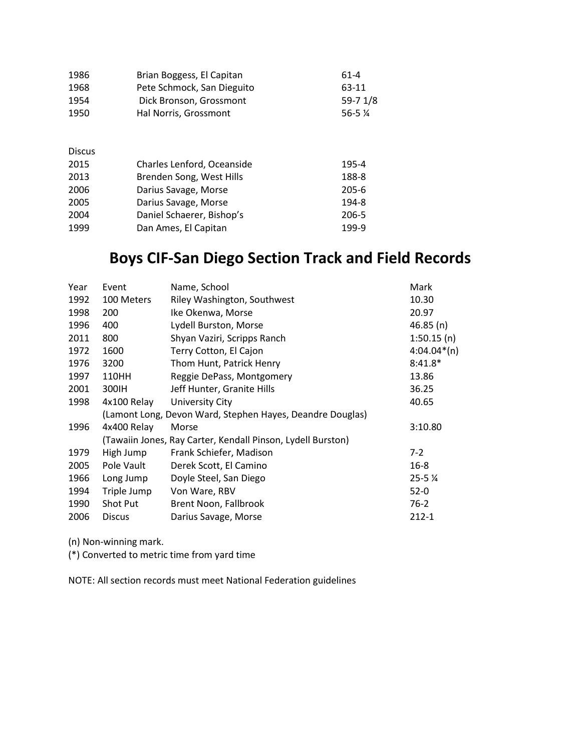| | | |
|---|---|---|
| 1986 | Brian Boggess, El Capitan | 61-4 |
| 1968 | Pete Schmock, San Dieguito | 63-11 |
| 1954 | Dick Bronson, Grossmont | 59-7 1/8 |
| 1950 | Hal Norris, Grossmont | 56-5 ¼ |

Discus

| | | |
|---|---|---|
| 2015 | Charles Lenford, Oceanside | 195-4 |
| 2013 | Brenden Song, West Hills | 188-8 |
| 2006 | Darius Savage, Morse | 205-6 |
| 2005 | Darius Savage, Morse | 194-8 |
| 2004 | Daniel Schaerer, Bishop's | 206-5 |
| 1999 | Dan Ames, El Capitan | 199-9 |

# Boys CIF-San Diego Section Track and Field Records

| Year | Event | Name, School | Mark |
|---|---|---|---|
| 1992 | 100 Meters | Riley Washington, Southwest | 10.30 |
| 1998 | 200 | Ike Okenwa, Morse | 20.97 |
| 1996 | 400 | Lydell Burston, Morse | 46.85 (n) |
| 2011 | 800 | Shyan Vaziri, Scripps Ranch | 1:50.15 (n) |
| 1972 | 1600 | Terry Cotton, El Cajon | 4:04.04*(n) |
| 1976 | 3200 | Thom Hunt, Patrick Henry | 8:41.8* |
| 1997 | 110HH | Reggie DePass, Montgomery | 13.86 |
| 2001 | 300IH | Jeff Hunter, Granite Hills | 36.25 |
| 1998 | 4x100 Relay | University City | 40.65 |
| | (Lamont Long, Devon Ward, Stephen Hayes, Deandre Douglas) | | |
| 1996 | 4x400 Relay | Morse | 3:10.80 |
| | (Tawaiin Jones, Ray Carter, Kendall Pinson, Lydell Burston) | | |
| 1979 | High Jump | Frank Schiefer, Madison | 7-2 |
| 2005 | Pole Vault | Derek Scott, El Camino | 16-8 |
| 1966 | Long Jump | Doyle Steel, San Diego | 25-5 ¼ |
| 1994 | Triple Jump | Von Ware, RBV | 52-0 |
| 1990 | Shot Put | Brent Noon, Fallbrook | 76-2 |
| 2006 | Discus | Darius Savage, Morse | 212-1 |

(n) Non-winning mark.

(*) Converted to metric time from yard time

NOTE: All section records must meet National Federation guidelines